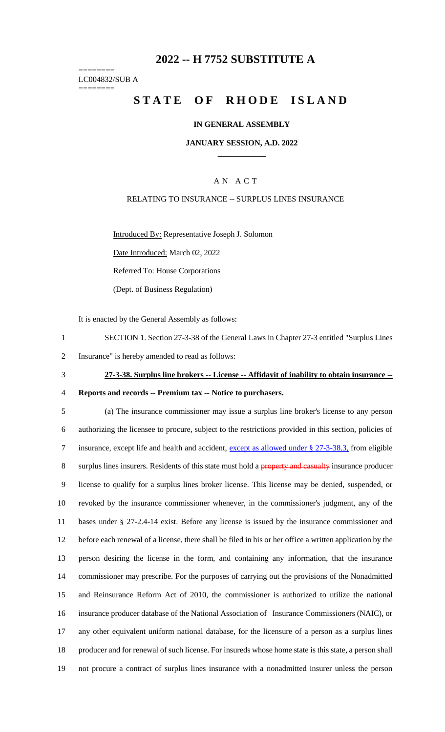# 2022 -- H 7752 SUBSTITUTE A

========
LC004832/SUB A
========

# STATE OF RHODE ISLAND

### IN GENERAL ASSEMBLY

### JANUARY SESSION, A.D. 2022

____________

A N A C T

RELATING TO INSURANCE -- SURPLUS LINES INSURANCE

Introduced By: Representative Joseph J. Solomon

Date Introduced: March 02, 2022

Referred To: House Corporations

(Dept. of Business Regulation)

It is enacted by the General Assembly as follows:

1 SECTION 1. Section 27-3-38 of the General Laws in Chapter 27-3 entitled "Surplus Lines
2 Insurance" is hereby amended to read as follows:

3 **27-3-38. Surplus line brokers -- License -- Affidavit of inability to obtain insurance --**
4 **Reports and records -- Premium tax -- Notice to purchasers.**

5 (a) The insurance commissioner may issue a surplus line broker's license to any person
6 authorizing the licensee to procure, subject to the restrictions provided in this section, policies of
7 insurance, except life and health and accident, except as allowed under § 27-3-38.3, from eligible
8 surplus lines insurers. Residents of this state must hold a ~~property and casualty~~ insurance producer
9 license to qualify for a surplus lines broker license. This license may be denied, suspended, or
10 revoked by the insurance commissioner whenever, in the commissioner's judgment, any of the
11 bases under § 27-2.4-14 exist. Before any license is issued by the insurance commissioner and
12 before each renewal of a license, there shall be filed in his or her office a written application by the
13 person desiring the license in the form, and containing any information, that the insurance
14 commissioner may prescribe. For the purposes of carrying out the provisions of the Nonadmitted
15 and Reinsurance Reform Act of 2010, the commissioner is authorized to utilize the national
16 insurance producer database of the National Association of Insurance Commissioners (NAIC), or
17 any other equivalent uniform national database, for the licensure of a person as a surplus lines
18 producer and for renewal of such license. For insureds whose home state is this state, a person shall
19 not procure a contract of surplus lines insurance with a nonadmitted insurer unless the person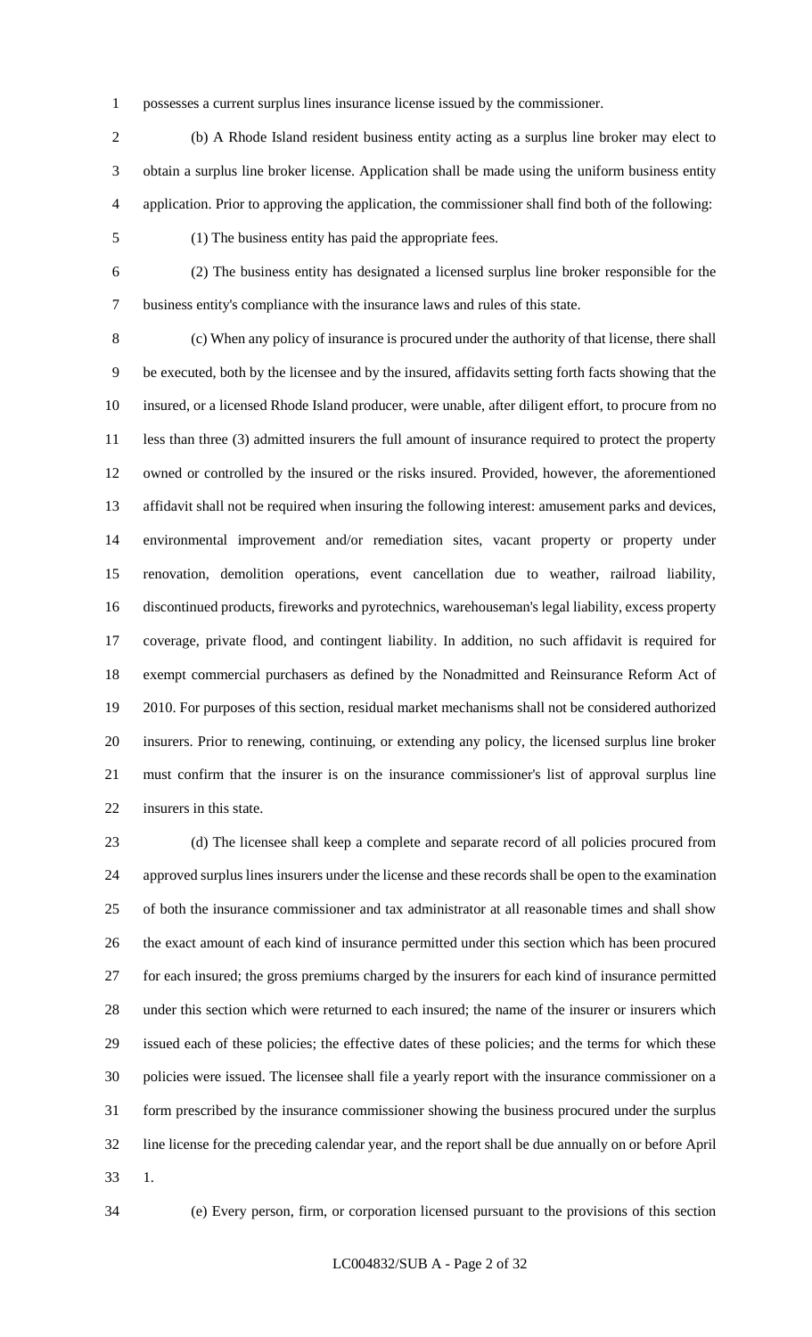possesses a current surplus lines insurance license issued by the commissioner.

(b) A Rhode Island resident business entity acting as a surplus line broker may elect to obtain a surplus line broker license. Application shall be made using the uniform business entity application. Prior to approving the application, the commissioner shall find both of the following:

(1) The business entity has paid the appropriate fees.

(2) The business entity has designated a licensed surplus line broker responsible for the business entity's compliance with the insurance laws and rules of this state.

(c) When any policy of insurance is procured under the authority of that license, there shall be executed, both by the licensee and by the insured, affidavits setting forth facts showing that the insured, or a licensed Rhode Island producer, were unable, after diligent effort, to procure from no less than three (3) admitted insurers the full amount of insurance required to protect the property owned or controlled by the insured or the risks insured. Provided, however, the aforementioned affidavit shall not be required when insuring the following interest: amusement parks and devices, environmental improvement and/or remediation sites, vacant property or property under renovation, demolition operations, event cancellation due to weather, railroad liability, discontinued products, fireworks and pyrotechnics, warehouseman's legal liability, excess property coverage, private flood, and contingent liability. In addition, no such affidavit is required for exempt commercial purchasers as defined by the Nonadmitted and Reinsurance Reform Act of 2010. For purposes of this section, residual market mechanisms shall not be considered authorized insurers. Prior to renewing, continuing, or extending any policy, the licensed surplus line broker must confirm that the insurer is on the insurance commissioner's list of approval surplus line insurers in this state.

(d) The licensee shall keep a complete and separate record of all policies procured from approved surplus lines insurers under the license and these records shall be open to the examination of both the insurance commissioner and tax administrator at all reasonable times and shall show the exact amount of each kind of insurance permitted under this section which has been procured for each insured; the gross premiums charged by the insurers for each kind of insurance permitted under this section which were returned to each insured; the name of the insurer or insurers which issued each of these policies; the effective dates of these policies; and the terms for which these policies were issued. The licensee shall file a yearly report with the insurance commissioner on a form prescribed by the insurance commissioner showing the business procured under the surplus line license for the preceding calendar year, and the report shall be due annually on or before April 1.

(e) Every person, firm, or corporation licensed pursuant to the provisions of this section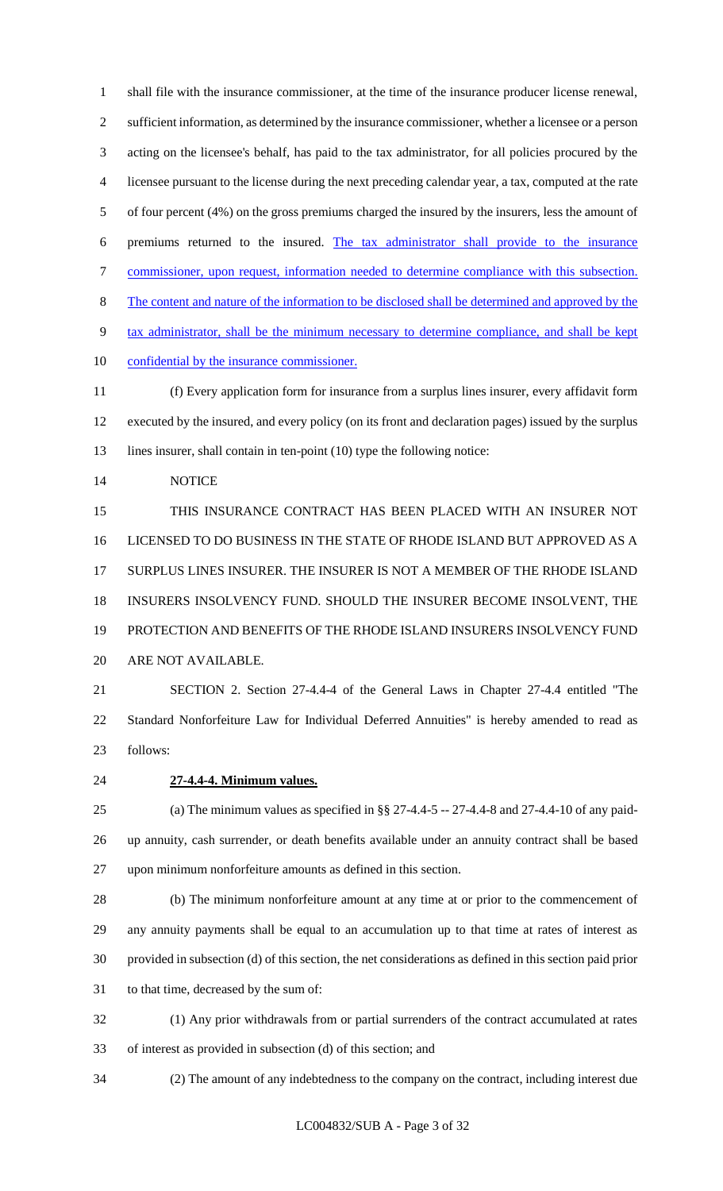shall file with the insurance commissioner, at the time of the insurance producer license renewal, sufficient information, as determined by the insurance commissioner, whether a licensee or a person acting on the licensee's behalf, has paid to the tax administrator, for all policies procured by the licensee pursuant to the license during the next preceding calendar year, a tax, computed at the rate of four percent (4%) on the gross premiums charged the insured by the insurers, less the amount of premiums returned to the insured. The tax administrator shall provide to the insurance commissioner, upon request, information needed to determine compliance with this subsection. The content and nature of the information to be disclosed shall be determined and approved by the tax administrator, shall be the minimum necessary to determine compliance, and shall be kept confidential by the insurance commissioner.

(f) Every application form for insurance from a surplus lines insurer, every affidavit form executed by the insured, and every policy (on its front and declaration pages) issued by the surplus lines insurer, shall contain in ten-point (10) type the following notice:

NOTICE

THIS INSURANCE CONTRACT HAS BEEN PLACED WITH AN INSURER NOT LICENSED TO DO BUSINESS IN THE STATE OF RHODE ISLAND BUT APPROVED AS A SURPLUS LINES INSURER. THE INSURER IS NOT A MEMBER OF THE RHODE ISLAND INSURERS INSOLVENCY FUND. SHOULD THE INSURER BECOME INSOLVENT, THE PROTECTION AND BENEFITS OF THE RHODE ISLAND INSURERS INSOLVENCY FUND ARE NOT AVAILABLE.

SECTION 2. Section 27-4.4-4 of the General Laws in Chapter 27-4.4 entitled "The Standard Nonforfeiture Law for Individual Deferred Annuities" is hereby amended to read as follows:

**27-4.4-4. Minimum values.**

(a) The minimum values as specified in §§ 27-4.4-5 -- 27-4.4-8 and 27-4.4-10 of any paid-up annuity, cash surrender, or death benefits available under an annuity contract shall be based upon minimum nonforfeiture amounts as defined in this section.

(b) The minimum nonforfeiture amount at any time at or prior to the commencement of any annuity payments shall be equal to an accumulation up to that time at rates of interest as provided in subsection (d) of this section, the net considerations as defined in this section paid prior to that time, decreased by the sum of:

(1) Any prior withdrawals from or partial surrenders of the contract accumulated at rates of interest as provided in subsection (d) of this section; and

(2) The amount of any indebtedness to the company on the contract, including interest due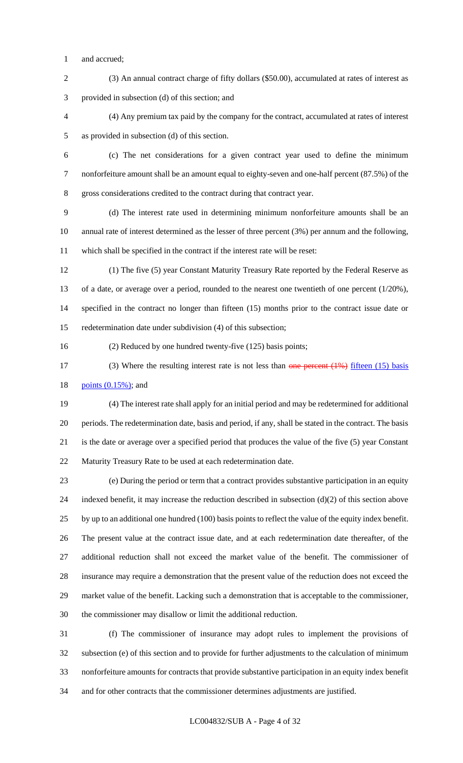and accrued;

(3) An annual contract charge of fifty dollars ($50.00), accumulated at rates of interest as provided in subsection (d) of this section; and

(4) Any premium tax paid by the company for the contract, accumulated at rates of interest as provided in subsection (d) of this section.

(c) The net considerations for a given contract year used to define the minimum nonforfeiture amount shall be an amount equal to eighty-seven and one-half percent (87.5%) of the gross considerations credited to the contract during that contract year.

(d) The interest rate used in determining minimum nonforfeiture amounts shall be an annual rate of interest determined as the lesser of three percent (3%) per annum and the following, which shall be specified in the contract if the interest rate will be reset:

(1) The five (5) year Constant Maturity Treasury Rate reported by the Federal Reserve as of a date, or average over a period, rounded to the nearest one twentieth of one percent (1/20%), specified in the contract no longer than fifteen (15) months prior to the contract issue date or redetermination date under subdivision (4) of this subsection;

(2) Reduced by one hundred twenty-five (125) basis points;

(3) Where the resulting interest rate is not less than ~~one percent (1%)~~ fifteen (15) basis points (0.15%); and

(4) The interest rate shall apply for an initial period and may be redetermined for additional periods. The redetermination date, basis and period, if any, shall be stated in the contract. The basis is the date or average over a specified period that produces the value of the five (5) year Constant Maturity Treasury Rate to be used at each redetermination date.

(e) During the period or term that a contract provides substantive participation in an equity indexed benefit, it may increase the reduction described in subsection (d)(2) of this section above by up to an additional one hundred (100) basis points to reflect the value of the equity index benefit. The present value at the contract issue date, and at each redetermination date thereafter, of the additional reduction shall not exceed the market value of the benefit. The commissioner of insurance may require a demonstration that the present value of the reduction does not exceed the market value of the benefit. Lacking such a demonstration that is acceptable to the commissioner, the commissioner may disallow or limit the additional reduction.

(f) The commissioner of insurance may adopt rules to implement the provisions of subsection (e) of this section and to provide for further adjustments to the calculation of minimum nonforfeiture amounts for contracts that provide substantive participation in an equity index benefit and for other contracts that the commissioner determines adjustments are justified.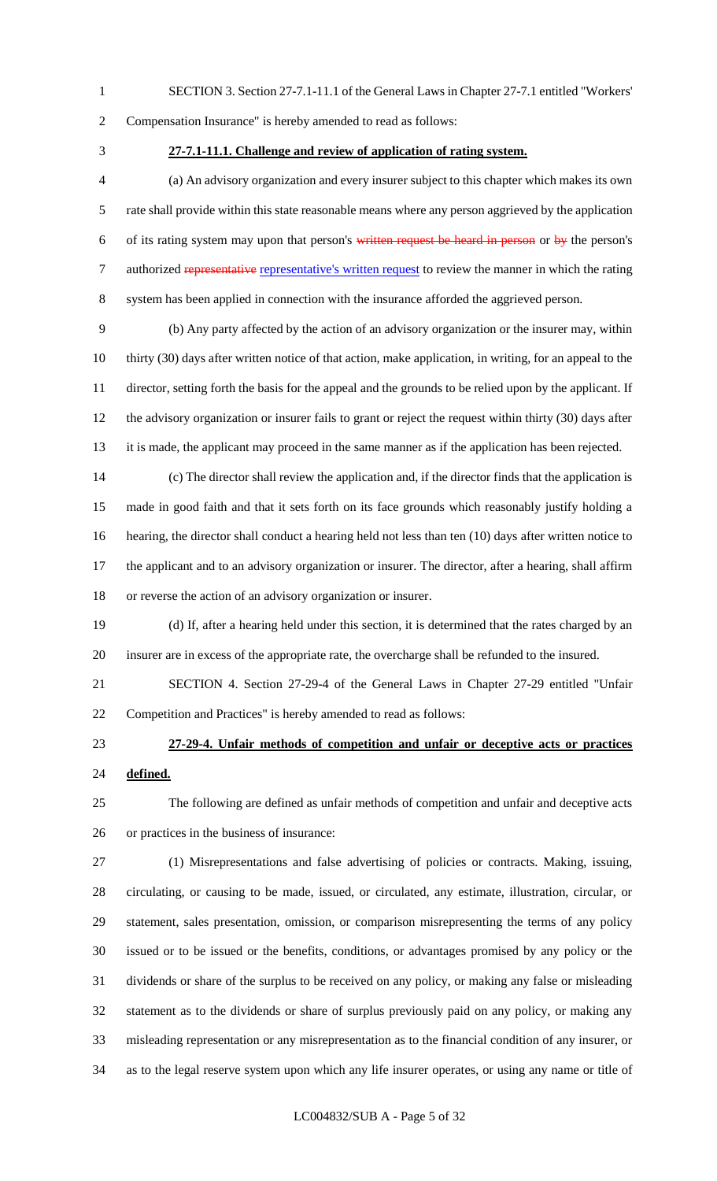SECTION 3. Section 27-7.1-11.1 of the General Laws in Chapter 27-7.1 entitled "Workers' Compensation Insurance" is hereby amended to read as follows:

**27-7.1-11.1. Challenge and review of application of rating system.**

(a) An advisory organization and every insurer subject to this chapter which makes its own rate shall provide within this state reasonable means where any person aggrieved by the application of its rating system may upon that person's ~~written request be heard in person~~ or ~~by~~ the person's authorized ~~representative~~ representative's written request to review the manner in which the rating system has been applied in connection with the insurance afforded the aggrieved person.

(b) Any party affected by the action of an advisory organization or the insurer may, within thirty (30) days after written notice of that action, make application, in writing, for an appeal to the director, setting forth the basis for the appeal and the grounds to be relied upon by the applicant. If the advisory organization or insurer fails to grant or reject the request within thirty (30) days after it is made, the applicant may proceed in the same manner as if the application has been rejected.

(c) The director shall review the application and, if the director finds that the application is made in good faith and that it sets forth on its face grounds which reasonably justify holding a hearing, the director shall conduct a hearing held not less than ten (10) days after written notice to the applicant and to an advisory organization or insurer. The director, after a hearing, shall affirm or reverse the action of an advisory organization or insurer.

(d) If, after a hearing held under this section, it is determined that the rates charged by an insurer are in excess of the appropriate rate, the overcharge shall be refunded to the insured.

SECTION 4. Section 27-29-4 of the General Laws in Chapter 27-29 entitled "Unfair Competition and Practices" is hereby amended to read as follows:

**27-29-4. Unfair methods of competition and unfair or deceptive acts or practices defined.**

The following are defined as unfair methods of competition and unfair and deceptive acts or practices in the business of insurance:

(1) Misrepresentations and false advertising of policies or contracts. Making, issuing, circulating, or causing to be made, issued, or circulated, any estimate, illustration, circular, or statement, sales presentation, omission, or comparison misrepresenting the terms of any policy issued or to be issued or the benefits, conditions, or advantages promised by any policy or the dividends or share of the surplus to be received on any policy, or making any false or misleading statement as to the dividends or share of surplus previously paid on any policy, or making any misleading representation or any misrepresentation as to the financial condition of any insurer, or as to the legal reserve system upon which any life insurer operates, or using any name or title of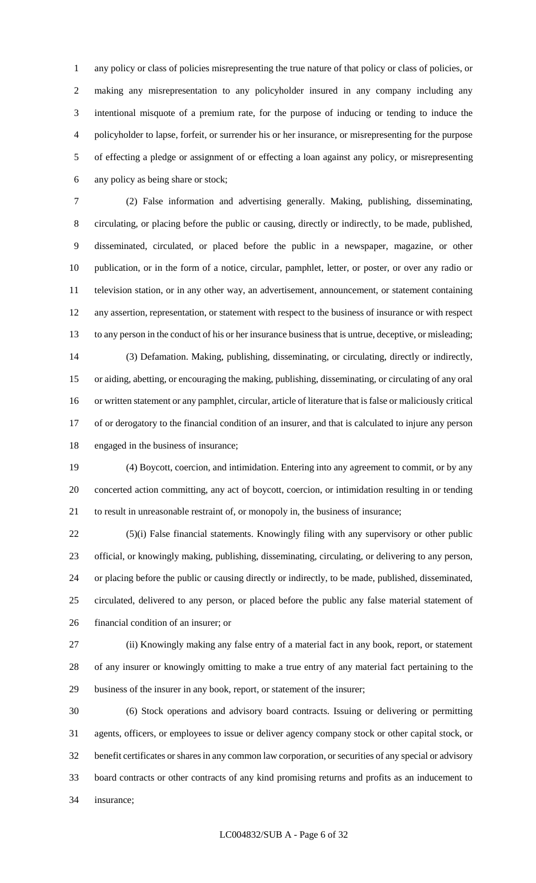any policy or class of policies misrepresenting the true nature of that policy or class of policies, or making any misrepresentation to any policyholder insured in any company including any intentional misquote of a premium rate, for the purpose of inducing or tending to induce the policyholder to lapse, forfeit, or surrender his or her insurance, or misrepresenting for the purpose of effecting a pledge or assignment of or effecting a loan against any policy, or misrepresenting any policy as being share or stock;

(2) False information and advertising generally. Making, publishing, disseminating, circulating, or placing before the public or causing, directly or indirectly, to be made, published, disseminated, circulated, or placed before the public in a newspaper, magazine, or other publication, or in the form of a notice, circular, pamphlet, letter, or poster, or over any radio or television station, or in any other way, an advertisement, announcement, or statement containing any assertion, representation, or statement with respect to the business of insurance or with respect to any person in the conduct of his or her insurance business that is untrue, deceptive, or misleading;

(3) Defamation. Making, publishing, disseminating, or circulating, directly or indirectly, or aiding, abetting, or encouraging the making, publishing, disseminating, or circulating of any oral or written statement or any pamphlet, circular, article of literature that is false or maliciously critical of or derogatory to the financial condition of an insurer, and that is calculated to injure any person engaged in the business of insurance;

(4) Boycott, coercion, and intimidation. Entering into any agreement to commit, or by any concerted action committing, any act of boycott, coercion, or intimidation resulting in or tending to result in unreasonable restraint of, or monopoly in, the business of insurance;

(5)(i) False financial statements. Knowingly filing with any supervisory or other public official, or knowingly making, publishing, disseminating, circulating, or delivering to any person, or placing before the public or causing directly or indirectly, to be made, published, disseminated, circulated, delivered to any person, or placed before the public any false material statement of financial condition of an insurer; or

(ii) Knowingly making any false entry of a material fact in any book, report, or statement of any insurer or knowingly omitting to make a true entry of any material fact pertaining to the business of the insurer in any book, report, or statement of the insurer;

(6) Stock operations and advisory board contracts. Issuing or delivering or permitting agents, officers, or employees to issue or deliver agency company stock or other capital stock, or benefit certificates or shares in any common law corporation, or securities of any special or advisory board contracts or other contracts of any kind promising returns and profits as an inducement to insurance;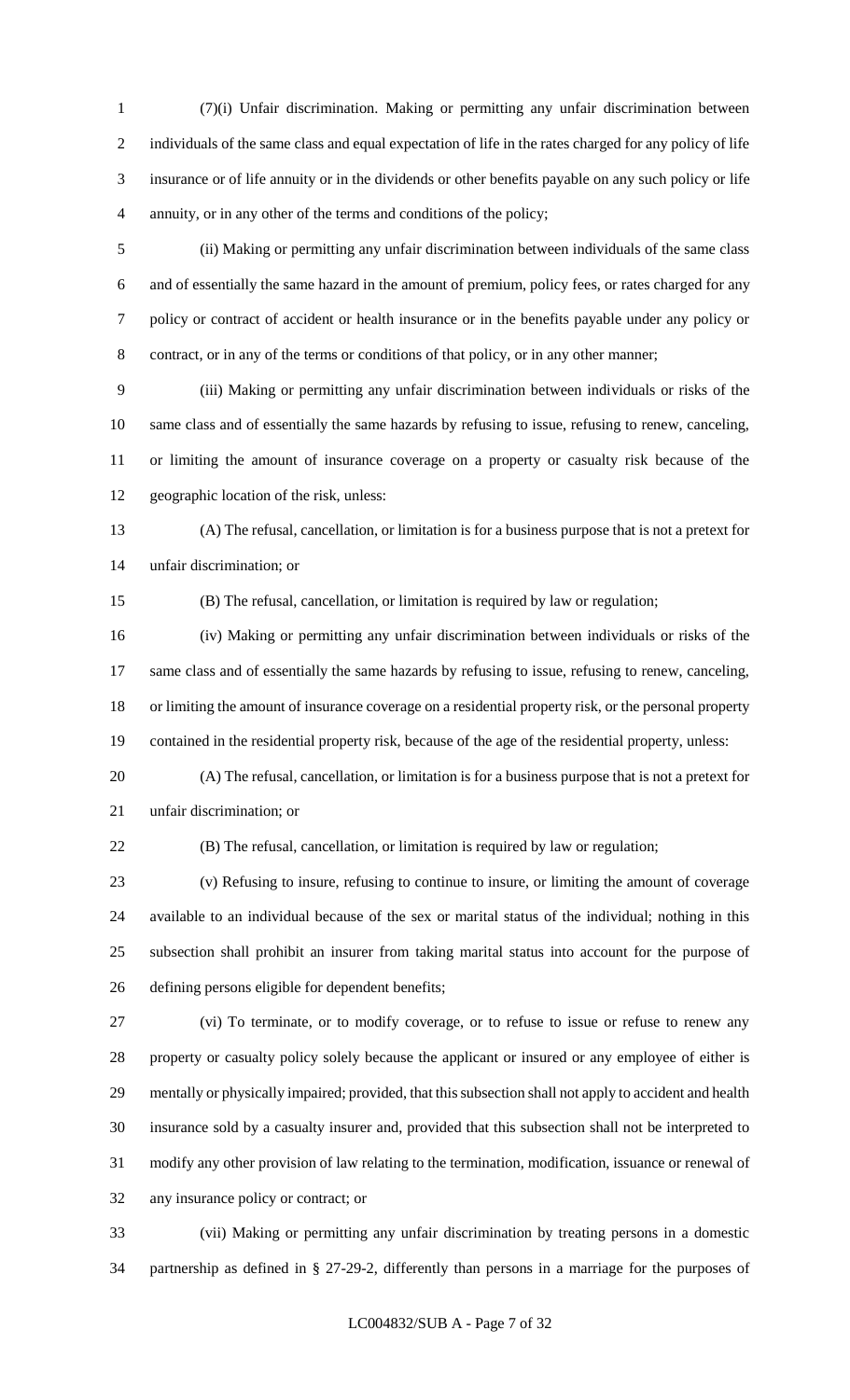(7)(i) Unfair discrimination. Making or permitting any unfair discrimination between individuals of the same class and equal expectation of life in the rates charged for any policy of life insurance or of life annuity or in the dividends or other benefits payable on any such policy or life annuity, or in any other of the terms and conditions of the policy;

(ii) Making or permitting any unfair discrimination between individuals of the same class and of essentially the same hazard in the amount of premium, policy fees, or rates charged for any policy or contract of accident or health insurance or in the benefits payable under any policy or contract, or in any of the terms or conditions of that policy, or in any other manner;

(iii) Making or permitting any unfair discrimination between individuals or risks of the same class and of essentially the same hazards by refusing to issue, refusing to renew, canceling, or limiting the amount of insurance coverage on a property or casualty risk because of the geographic location of the risk, unless:

(A) The refusal, cancellation, or limitation is for a business purpose that is not a pretext for unfair discrimination; or

(B) The refusal, cancellation, or limitation is required by law or regulation;

(iv) Making or permitting any unfair discrimination between individuals or risks of the same class and of essentially the same hazards by refusing to issue, refusing to renew, canceling, or limiting the amount of insurance coverage on a residential property risk, or the personal property contained in the residential property risk, because of the age of the residential property, unless:

(A) The refusal, cancellation, or limitation is for a business purpose that is not a pretext for unfair discrimination; or

(B) The refusal, cancellation, or limitation is required by law or regulation;

(v) Refusing to insure, refusing to continue to insure, or limiting the amount of coverage available to an individual because of the sex or marital status of the individual; nothing in this subsection shall prohibit an insurer from taking marital status into account for the purpose of defining persons eligible for dependent benefits;

(vi) To terminate, or to modify coverage, or to refuse to issue or refuse to renew any property or casualty policy solely because the applicant or insured or any employee of either is mentally or physically impaired; provided, that this subsection shall not apply to accident and health insurance sold by a casualty insurer and, provided that this subsection shall not be interpreted to modify any other provision of law relating to the termination, modification, issuance or renewal of any insurance policy or contract; or

(vii) Making or permitting any unfair discrimination by treating persons in a domestic partnership as defined in § 27-29-2, differently than persons in a marriage for the purposes of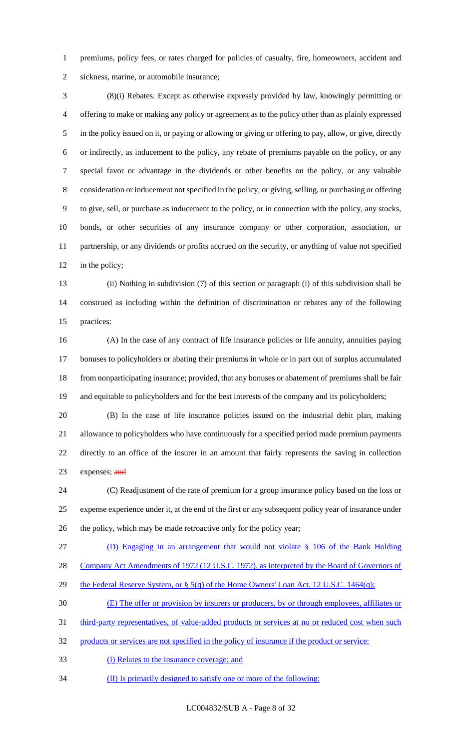premiums, policy fees, or rates charged for policies of casualty, fire, homeowners, accident and sickness, marine, or automobile insurance;

(8)(i) Rebates. Except as otherwise expressly provided by law, knowingly permitting or offering to make or making any policy or agreement as to the policy other than as plainly expressed in the policy issued on it, or paying or allowing or giving or offering to pay, allow, or give, directly or indirectly, as inducement to the policy, any rebate of premiums payable on the policy, or any special favor or advantage in the dividends or other benefits on the policy, or any valuable consideration or inducement not specified in the policy, or giving, selling, or purchasing or offering to give, sell, or purchase as inducement to the policy, or in connection with the policy, any stocks, bonds, or other securities of any insurance company or other corporation, association, or partnership, or any dividends or profits accrued on the security, or anything of value not specified in the policy;

(ii) Nothing in subdivision (7) of this section or paragraph (i) of this subdivision shall be construed as including within the definition of discrimination or rebates any of the following practices:

(A) In the case of any contract of life insurance policies or life annuity, annuities paying bonuses to policyholders or abating their premiums in whole or in part out of surplus accumulated from nonparticipating insurance; provided, that any bonuses or abatement of premiums shall be fair and equitable to policyholders and for the best interests of the company and its policyholders;

(B) In the case of life insurance policies issued on the industrial debit plan, making allowance to policyholders who have continuously for a specified period made premium payments directly to an office of the insurer in an amount that fairly represents the saving in collection expenses; ~~and~~

(C) Readjustment of the rate of premium for a group insurance policy based on the loss or expense experience under it, at the end of the first or any subsequent policy year of insurance under the policy, which may be made retroactive only for the policy year;

<u>(D) Engaging in an arrangement that would not violate § 106 of the Bank Holding Company Act Amendments of 1972 (12 U.S.C. 1972), as interpreted by the Board of Governors of the Federal Reserve System, or § 5(q) of the Home Owners' Loan Act, 12 U.S.C. 1464(q);</u>

<u>(E) The offer or provision by insurers or producers, by or through employees, affiliates or third-party representatives, of value-added products or services at no or reduced cost when such products or services are not specified in the policy of insurance if the product or service:</u>

<u>(I) Relates to the insurance coverage; and</u>

<u>(II) Is primarily designed to satisfy one or more of the following:</u>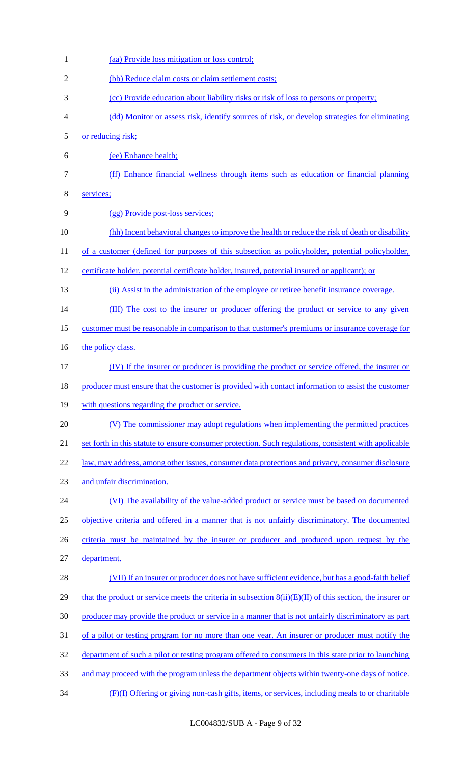(aa) Provide loss mitigation or loss control;

(bb) Reduce claim costs or claim settlement costs;

(cc) Provide education about liability risks or risk of loss to persons or property;

(dd) Monitor or assess risk, identify sources of risk, or develop strategies for eliminating or reducing risk;

(ee) Enhance health;

(ff) Enhance financial wellness through items such as education or financial planning services;

(gg) Provide post-loss services;

(hh) Incent behavioral changes to improve the health or reduce the risk of death or disability of a customer (defined for purposes of this subsection as policyholder, potential policyholder, certificate holder, potential certificate holder, insured, potential insured or applicant); or

(ii) Assist in the administration of the employee or retiree benefit insurance coverage.

(III) The cost to the insurer or producer offering the product or service to any given customer must be reasonable in comparison to that customer's premiums or insurance coverage for the policy class.

(IV) If the insurer or producer is providing the product or service offered, the insurer or producer must ensure that the customer is provided with contact information to assist the customer with questions regarding the product or service.

(V) The commissioner may adopt regulations when implementing the permitted practices set forth in this statute to ensure consumer protection. Such regulations, consistent with applicable law, may address, among other issues, consumer data protections and privacy, consumer disclosure and unfair discrimination.

(VI) The availability of the value-added product or service must be based on documented objective criteria and offered in a manner that is not unfairly discriminatory. The documented criteria must be maintained by the insurer or producer and produced upon request by the department.

(VII) If an insurer or producer does not have sufficient evidence, but has a good-faith belief that the product or service meets the criteria in subsection 8(ii)(E)(II) of this section, the insurer or producer may provide the product or service in a manner that is not unfairly discriminatory as part of a pilot or testing program for no more than one year. An insurer or producer must notify the department of such a pilot or testing program offered to consumers in this state prior to launching and may proceed with the program unless the department objects within twenty-one days of notice.

(F)(I) Offering or giving non-cash gifts, items, or services, including meals to or charitable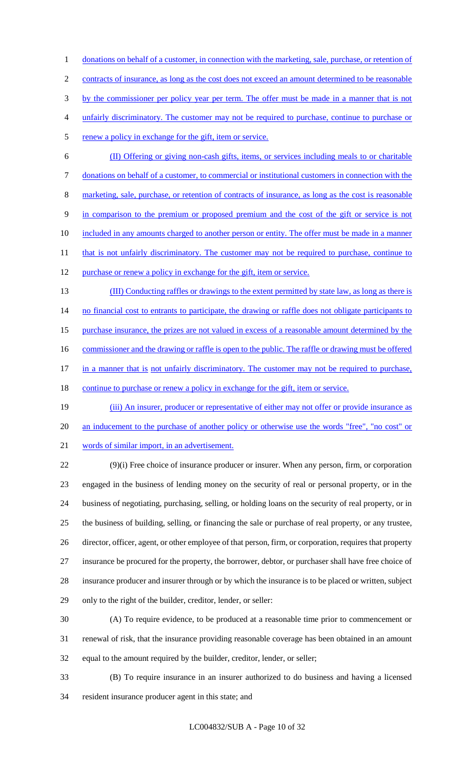donations on behalf of a customer, in connection with the marketing, sale, purchase, or retention of contracts of insurance, as long as the cost does not exceed an amount determined to be reasonable by the commissioner per policy year per term. The offer must be made in a manner that is not unfairly discriminatory. The customer may not be required to purchase, continue to purchase or renew a policy in exchange for the gift, item or service.

(II) Offering or giving non-cash gifts, items, or services including meals to or charitable donations on behalf of a customer, to commercial or institutional customers in connection with the marketing, sale, purchase, or retention of contracts of insurance, as long as the cost is reasonable in comparison to the premium or proposed premium and the cost of the gift or service is not included in any amounts charged to another person or entity. The offer must be made in a manner that is not unfairly discriminatory. The customer may not be required to purchase, continue to purchase or renew a policy in exchange for the gift, item or service.

(III) Conducting raffles or drawings to the extent permitted by state law, as long as there is no financial cost to entrants to participate, the drawing or raffle does not obligate participants to purchase insurance, the prizes are not valued in excess of a reasonable amount determined by the commissioner and the drawing or raffle is open to the public. The raffle or drawing must be offered in a manner that is not unfairly discriminatory. The customer may not be required to purchase, continue to purchase or renew a policy in exchange for the gift, item or service.

(iii) An insurer, producer or representative of either may not offer or provide insurance as an inducement to the purchase of another policy or otherwise use the words "free", "no cost" or words of similar import, in an advertisement.

(9)(i) Free choice of insurance producer or insurer. When any person, firm, or corporation engaged in the business of lending money on the security of real or personal property, or in the business of negotiating, purchasing, selling, or holding loans on the security of real property, or in the business of building, selling, or financing the sale or purchase of real property, or any trustee, director, officer, agent, or other employee of that person, firm, or corporation, requires that property insurance be procured for the property, the borrower, debtor, or purchaser shall have free choice of insurance producer and insurer through or by which the insurance is to be placed or written, subject only to the right of the builder, creditor, lender, or seller:

(A) To require evidence, to be produced at a reasonable time prior to commencement or renewal of risk, that the insurance providing reasonable coverage has been obtained in an amount equal to the amount required by the builder, creditor, lender, or seller;

(B) To require insurance in an insurer authorized to do business and having a licensed resident insurance producer agent in this state; and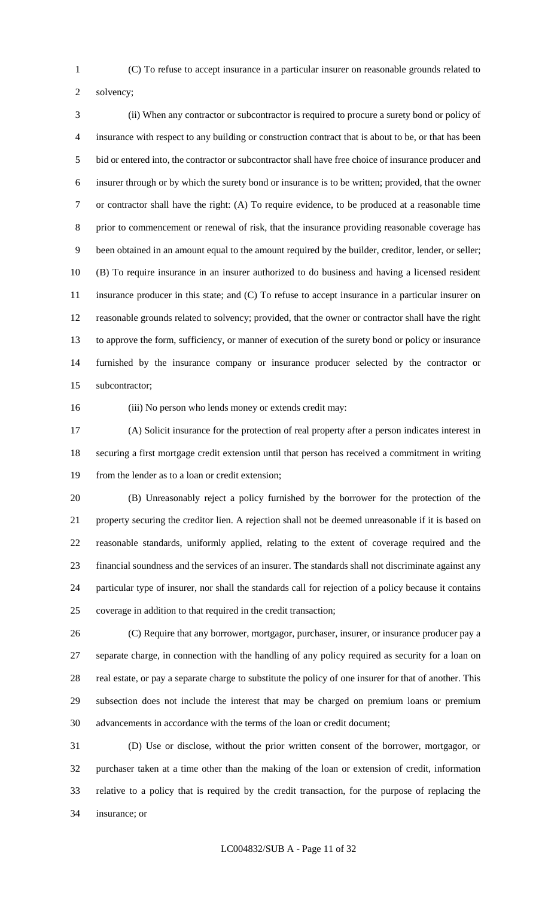(C) To refuse to accept insurance in a particular insurer on reasonable grounds related to solvency;

(ii) When any contractor or subcontractor is required to procure a surety bond or policy of insurance with respect to any building or construction contract that is about to be, or that has been bid or entered into, the contractor or subcontractor shall have free choice of insurance producer and insurer through or by which the surety bond or insurance is to be written; provided, that the owner or contractor shall have the right: (A) To require evidence, to be produced at a reasonable time prior to commencement or renewal of risk, that the insurance providing reasonable coverage has been obtained in an amount equal to the amount required by the builder, creditor, lender, or seller; (B) To require insurance in an insurer authorized to do business and having a licensed resident insurance producer in this state; and (C) To refuse to accept insurance in a particular insurer on reasonable grounds related to solvency; provided, that the owner or contractor shall have the right to approve the form, sufficiency, or manner of execution of the surety bond or policy or insurance furnished by the insurance company or insurance producer selected by the contractor or subcontractor;

(iii) No person who lends money or extends credit may:

(A) Solicit insurance for the protection of real property after a person indicates interest in securing a first mortgage credit extension until that person has received a commitment in writing from the lender as to a loan or credit extension;

(B) Unreasonably reject a policy furnished by the borrower for the protection of the property securing the creditor lien. A rejection shall not be deemed unreasonable if it is based on reasonable standards, uniformly applied, relating to the extent of coverage required and the financial soundness and the services of an insurer. The standards shall not discriminate against any particular type of insurer, nor shall the standards call for rejection of a policy because it contains coverage in addition to that required in the credit transaction;

(C) Require that any borrower, mortgagor, purchaser, insurer, or insurance producer pay a separate charge, in connection with the handling of any policy required as security for a loan on real estate, or pay a separate charge to substitute the policy of one insurer for that of another. This subsection does not include the interest that may be charged on premium loans or premium advancements in accordance with the terms of the loan or credit document;

(D) Use or disclose, without the prior written consent of the borrower, mortgagor, or purchaser taken at a time other than the making of the loan or extension of credit, information relative to a policy that is required by the credit transaction, for the purpose of replacing the insurance; or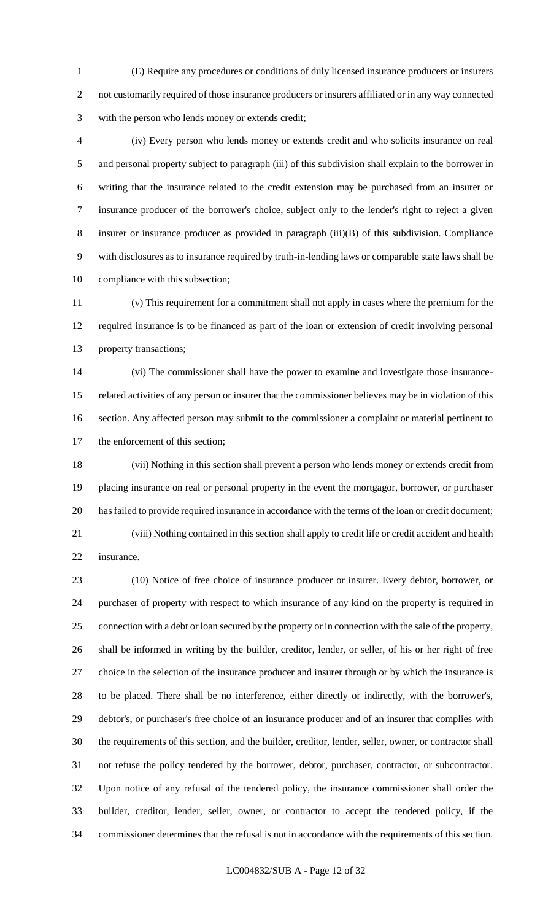(E) Require any procedures or conditions of duly licensed insurance producers or insurers not customarily required of those insurance producers or insurers affiliated or in any way connected with the person who lends money or extends credit;

(iv) Every person who lends money or extends credit and who solicits insurance on real and personal property subject to paragraph (iii) of this subdivision shall explain to the borrower in writing that the insurance related to the credit extension may be purchased from an insurer or insurance producer of the borrower's choice, subject only to the lender's right to reject a given insurer or insurance producer as provided in paragraph (iii)(B) of this subdivision. Compliance with disclosures as to insurance required by truth-in-lending laws or comparable state laws shall be compliance with this subsection;

(v) This requirement for a commitment shall not apply in cases where the premium for the required insurance is to be financed as part of the loan or extension of credit involving personal property transactions;

(vi) The commissioner shall have the power to examine and investigate those insurance-related activities of any person or insurer that the commissioner believes may be in violation of this section. Any affected person may submit to the commissioner a complaint or material pertinent to the enforcement of this section;

(vii) Nothing in this section shall prevent a person who lends money or extends credit from placing insurance on real or personal property in the event the mortgagor, borrower, or purchaser has failed to provide required insurance in accordance with the terms of the loan or credit document;

(viii) Nothing contained in this section shall apply to credit life or credit accident and health insurance.

(10) Notice of free choice of insurance producer or insurer. Every debtor, borrower, or purchaser of property with respect to which insurance of any kind on the property is required in connection with a debt or loan secured by the property or in connection with the sale of the property, shall be informed in writing by the builder, creditor, lender, or seller, of his or her right of free choice in the selection of the insurance producer and insurer through or by which the insurance is to be placed. There shall be no interference, either directly or indirectly, with the borrower's, debtor's, or purchaser's free choice of an insurance producer and of an insurer that complies with the requirements of this section, and the builder, creditor, lender, seller, owner, or contractor shall not refuse the policy tendered by the borrower, debtor, purchaser, contractor, or subcontractor. Upon notice of any refusal of the tendered policy, the insurance commissioner shall order the builder, creditor, lender, seller, owner, or contractor to accept the tendered policy, if the commissioner determines that the refusal is not in accordance with the requirements of this section.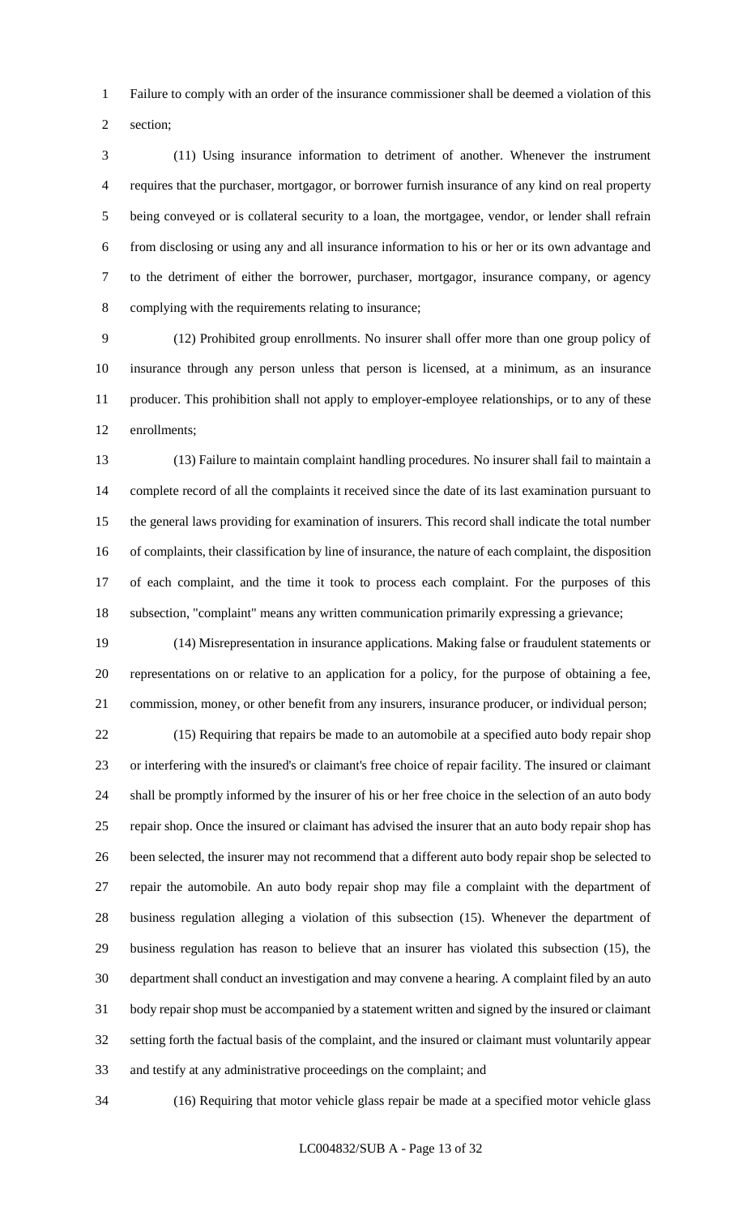Failure to comply with an order of the insurance commissioner shall be deemed a violation of this section;

(11) Using insurance information to detriment of another. Whenever the instrument requires that the purchaser, mortgagor, or borrower furnish insurance of any kind on real property being conveyed or is collateral security to a loan, the mortgagee, vendor, or lender shall refrain from disclosing or using any and all insurance information to his or her or its own advantage and to the detriment of either the borrower, purchaser, mortgagor, insurance company, or agency complying with the requirements relating to insurance;

(12) Prohibited group enrollments. No insurer shall offer more than one group policy of insurance through any person unless that person is licensed, at a minimum, as an insurance producer. This prohibition shall not apply to employer-employee relationships, or to any of these enrollments;

(13) Failure to maintain complaint handling procedures. No insurer shall fail to maintain a complete record of all the complaints it received since the date of its last examination pursuant to the general laws providing for examination of insurers. This record shall indicate the total number of complaints, their classification by line of insurance, the nature of each complaint, the disposition of each complaint, and the time it took to process each complaint. For the purposes of this subsection, "complaint" means any written communication primarily expressing a grievance;

(14) Misrepresentation in insurance applications. Making false or fraudulent statements or representations on or relative to an application for a policy, for the purpose of obtaining a fee, commission, money, or other benefit from any insurers, insurance producer, or individual person;

(15) Requiring that repairs be made to an automobile at a specified auto body repair shop or interfering with the insured's or claimant's free choice of repair facility. The insured or claimant shall be promptly informed by the insurer of his or her free choice in the selection of an auto body repair shop. Once the insured or claimant has advised the insurer that an auto body repair shop has been selected, the insurer may not recommend that a different auto body repair shop be selected to repair the automobile. An auto body repair shop may file a complaint with the department of business regulation alleging a violation of this subsection (15). Whenever the department of business regulation has reason to believe that an insurer has violated this subsection (15), the department shall conduct an investigation and may convene a hearing. A complaint filed by an auto body repair shop must be accompanied by a statement written and signed by the insured or claimant setting forth the factual basis of the complaint, and the insured or claimant must voluntarily appear and testify at any administrative proceedings on the complaint; and

(16) Requiring that motor vehicle glass repair be made at a specified motor vehicle glass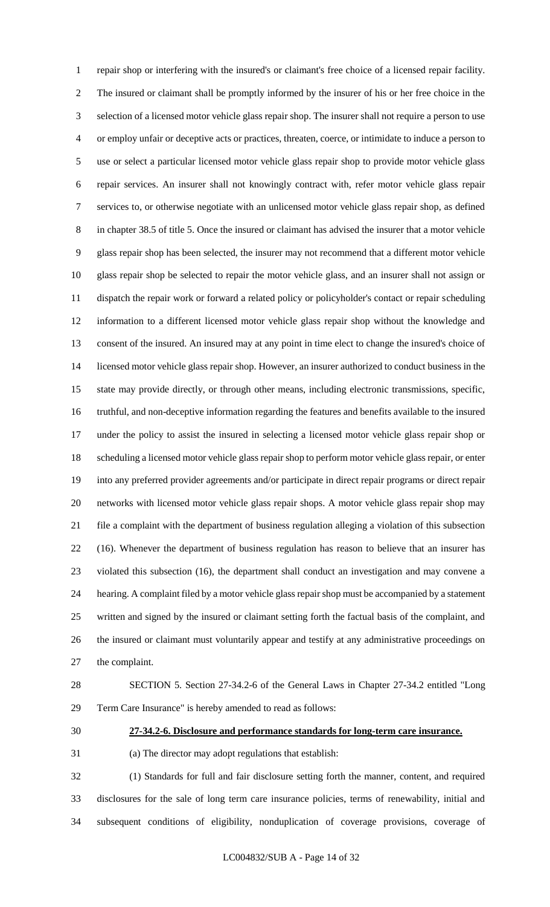repair shop or interfering with the insured's or claimant's free choice of a licensed repair facility. The insured or claimant shall be promptly informed by the insurer of his or her free choice in the selection of a licensed motor vehicle glass repair shop. The insurer shall not require a person to use or employ unfair or deceptive acts or practices, threaten, coerce, or intimidate to induce a person to use or select a particular licensed motor vehicle glass repair shop to provide motor vehicle glass repair services. An insurer shall not knowingly contract with, refer motor vehicle glass repair services to, or otherwise negotiate with an unlicensed motor vehicle glass repair shop, as defined in chapter 38.5 of title 5. Once the insured or claimant has advised the insurer that a motor vehicle glass repair shop has been selected, the insurer may not recommend that a different motor vehicle glass repair shop be selected to repair the motor vehicle glass, and an insurer shall not assign or dispatch the repair work or forward a related policy or policyholder's contact or repair scheduling information to a different licensed motor vehicle glass repair shop without the knowledge and consent of the insured. An insured may at any point in time elect to change the insured's choice of licensed motor vehicle glass repair shop. However, an insurer authorized to conduct business in the state may provide directly, or through other means, including electronic transmissions, specific, truthful, and non-deceptive information regarding the features and benefits available to the insured under the policy to assist the insured in selecting a licensed motor vehicle glass repair shop or scheduling a licensed motor vehicle glass repair shop to perform motor vehicle glass repair, or enter into any preferred provider agreements and/or participate in direct repair programs or direct repair networks with licensed motor vehicle glass repair shops. A motor vehicle glass repair shop may file a complaint with the department of business regulation alleging a violation of this subsection (16). Whenever the department of business regulation has reason to believe that an insurer has violated this subsection (16), the department shall conduct an investigation and may convene a hearing. A complaint filed by a motor vehicle glass repair shop must be accompanied by a statement written and signed by the insured or claimant setting forth the factual basis of the complaint, and the insured or claimant must voluntarily appear and testify at any administrative proceedings on the complaint.

SECTION 5. Section 27-34.2-6 of the General Laws in Chapter 27-34.2 entitled "Long Term Care Insurance" is hereby amended to read as follows:

**27-34.2-6. Disclosure and performance standards for long-term care insurance.**

(a) The director may adopt regulations that establish:

(1) Standards for full and fair disclosure setting forth the manner, content, and required disclosures for the sale of long term care insurance policies, terms of renewability, initial and subsequent conditions of eligibility, nonduplication of coverage provisions, coverage of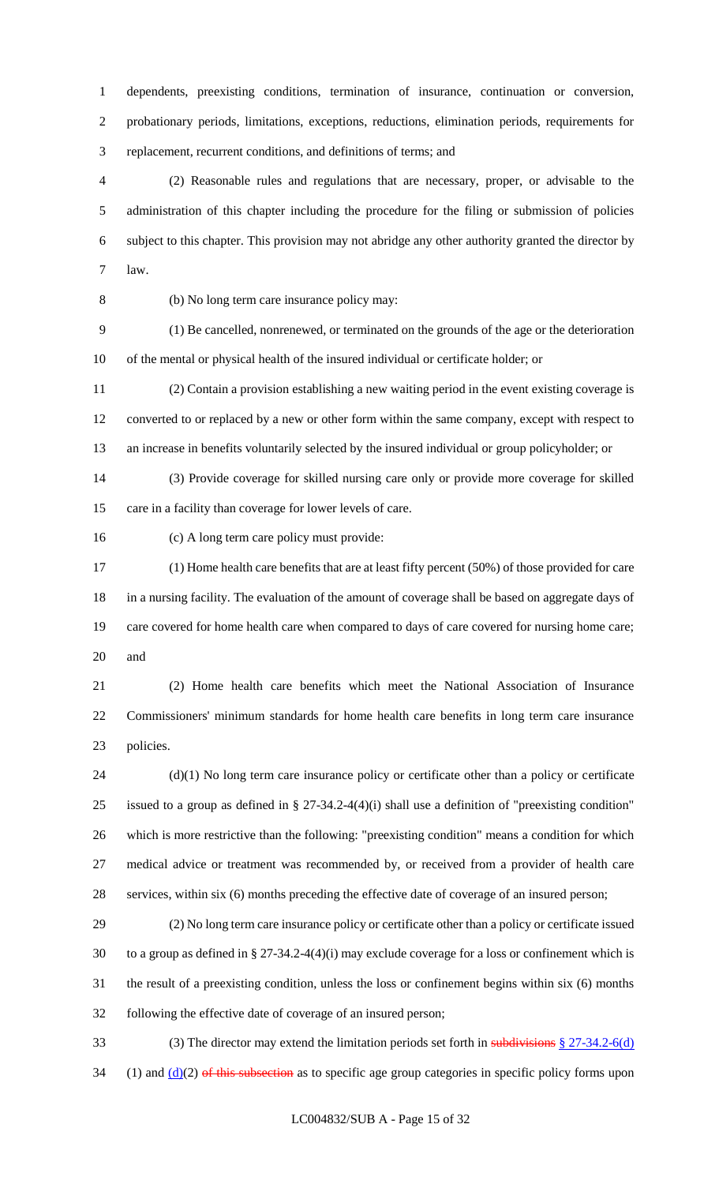dependents, preexisting conditions, termination of insurance, continuation or conversion, probationary periods, limitations, exceptions, reductions, elimination periods, requirements for replacement, recurrent conditions, and definitions of terms; and

(2) Reasonable rules and regulations that are necessary, proper, or advisable to the administration of this chapter including the procedure for the filing or submission of policies subject to this chapter. This provision may not abridge any other authority granted the director by law.

(b) No long term care insurance policy may:

(1) Be cancelled, nonrenewed, or terminated on the grounds of the age or the deterioration of the mental or physical health of the insured individual or certificate holder; or

(2) Contain a provision establishing a new waiting period in the event existing coverage is converted to or replaced by a new or other form within the same company, except with respect to an increase in benefits voluntarily selected by the insured individual or group policyholder; or

(3) Provide coverage for skilled nursing care only or provide more coverage for skilled care in a facility than coverage for lower levels of care.

(c) A long term care policy must provide:

(1) Home health care benefits that are at least fifty percent (50%) of those provided for care in a nursing facility. The evaluation of the amount of coverage shall be based on aggregate days of care covered for home health care when compared to days of care covered for nursing home care; and

(2) Home health care benefits which meet the National Association of Insurance Commissioners' minimum standards for home health care benefits in long term care insurance policies.

(d)(1) No long term care insurance policy or certificate other than a policy or certificate issued to a group as defined in § 27-34.2-4(4)(i) shall use a definition of "preexisting condition" which is more restrictive than the following: "preexisting condition" means a condition for which medical advice or treatment was recommended by, or received from a provider of health care services, within six (6) months preceding the effective date of coverage of an insured person;

(2) No long term care insurance policy or certificate other than a policy or certificate issued to a group as defined in § 27-34.2-4(4)(i) may exclude coverage for a loss or confinement which is the result of a preexisting condition, unless the loss or confinement begins within six (6) months following the effective date of coverage of an insured person;

(3) The director may extend the limitation periods set forth in ~~subdivisions~~ § 27-34.2-6(d) (1) and (d)(2) ~~of this subsection~~ as to specific age group categories in specific policy forms upon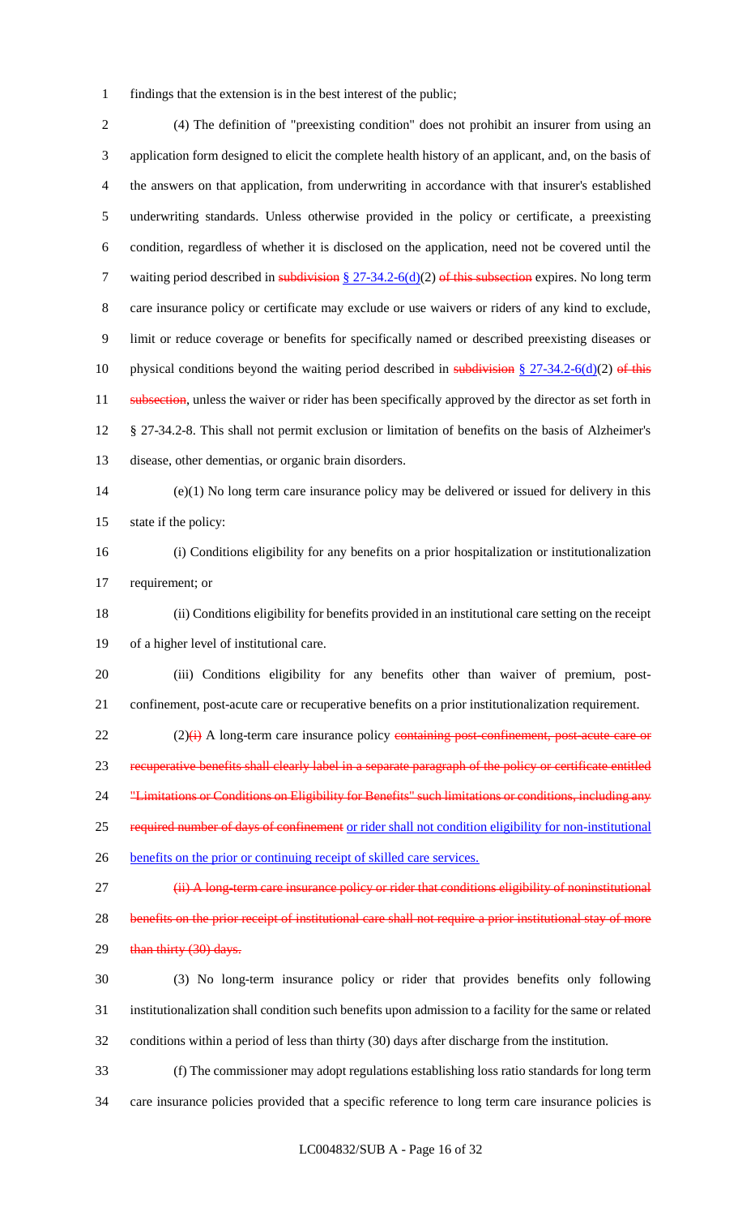findings that the extension is in the best interest of the public;

(4) The definition of "preexisting condition" does not prohibit an insurer from using an application form designed to elicit the complete health history of an applicant, and, on the basis of the answers on that application, from underwriting in accordance with that insurer's established underwriting standards. Unless otherwise provided in the policy or certificate, a preexisting condition, regardless of whether it is disclosed on the application, need not be covered until the waiting period described in ~~subdivision~~ § 27-34.2-6(d)(2) ~~of this subsection~~ expires. No long term care insurance policy or certificate may exclude or use waivers or riders of any kind to exclude, limit or reduce coverage or benefits for specifically named or described preexisting diseases or physical conditions beyond the waiting period described in ~~subdivision~~ § 27-34.2-6(d)(2) ~~of this subsection~~, unless the waiver or rider has been specifically approved by the director as set forth in § 27-34.2-8. This shall not permit exclusion or limitation of benefits on the basis of Alzheimer's disease, other dementias, or organic brain disorders.

(e)(1) No long term care insurance policy may be delivered or issued for delivery in this state if the policy:

(i) Conditions eligibility for any benefits on a prior hospitalization or institutionalization requirement; or

(ii) Conditions eligibility for benefits provided in an institutional care setting on the receipt of a higher level of institutional care.

(iii) Conditions eligibility for any benefits other than waiver of premium, post-confinement, post-acute care or recuperative benefits on a prior institutionalization requirement.

(2)~~(i)~~ A long-term care insurance policy ~~containing post-confinement, post-acute care or recuperative benefits shall clearly label in a separate paragraph of the policy or certificate entitled "Limitations or Conditions on Eligibility for Benefits" such limitations or conditions, including any required number of days of confinement~~ or rider shall not condition eligibility for non-institutional benefits on the prior or continuing receipt of skilled care services.

~~(ii) A long-term care insurance policy or rider that conditions eligibility of noninstitutional benefits on the prior receipt of institutional care shall not require a prior institutional stay of more than thirty (30) days.~~

(3) No long-term insurance policy or rider that provides benefits only following institutionalization shall condition such benefits upon admission to a facility for the same or related conditions within a period of less than thirty (30) days after discharge from the institution.

(f) The commissioner may adopt regulations establishing loss ratio standards for long term care insurance policies provided that a specific reference to long term care insurance policies is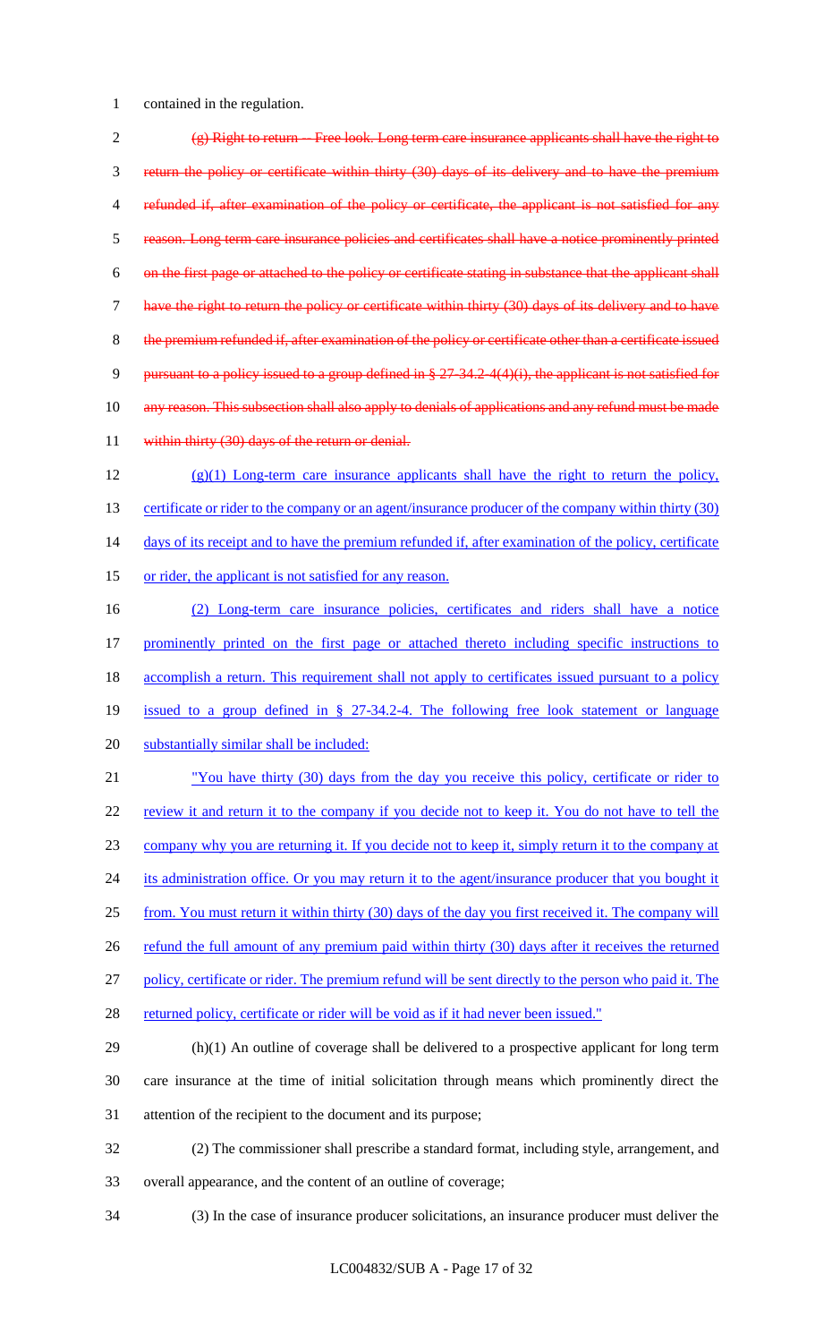contained in the regulation.

~~(g) Right to return -- Free look. Long term care insurance applicants shall have the right to return the policy or certificate within thirty (30) days of its delivery and to have the premium refunded if, after examination of the policy or certificate, the applicant is not satisfied for any reason. Long term care insurance policies and certificates shall have a notice prominently printed on the first page or attached to the policy or certificate stating in substance that the applicant shall have the right to return the policy or certificate within thirty (30) days of its delivery and to have the premium refunded if, after examination of the policy or certificate other than a certificate issued pursuant to a policy issued to a group defined in § 27-34.2-4(4)(i), the applicant is not satisfied for any reason. This subsection shall also apply to denials of applications and any refund must be made within thirty (30) days of the return or denial.~~

<u>(g)(1) Long-term care insurance applicants shall have the right to return the policy, certificate or rider to the company or an agent/insurance producer of the company within thirty (30) days of its receipt and to have the premium refunded if, after examination of the policy, certificate or rider, the applicant is not satisfied for any reason.</u>

<u>(2) Long-term care insurance policies, certificates and riders shall have a notice prominently printed on the first page or attached thereto including specific instructions to accomplish a return. This requirement shall not apply to certificates issued pursuant to a policy issued to a group defined in § 27-34.2-4. The following free look statement or language substantially similar shall be included:</u>

<u>"You have thirty (30) days from the day you receive this policy, certificate or rider to review it and return it to the company if you decide not to keep it. You do not have to tell the company why you are returning it. If you decide not to keep it, simply return it to the company at its administration office. Or you may return it to the agent/insurance producer that you bought it from. You must return it within thirty (30) days of the day you first received it. The company will refund the full amount of any premium paid within thirty (30) days after it receives the returned policy, certificate or rider. The premium refund will be sent directly to the person who paid it. The returned policy, certificate or rider will be void as if it had never been issued."</u>

(h)(1) An outline of coverage shall be delivered to a prospective applicant for long term care insurance at the time of initial solicitation through means which prominently direct the attention of the recipient to the document and its purpose;

(2) The commissioner shall prescribe a standard format, including style, arrangement, and overall appearance, and the content of an outline of coverage;

(3) In the case of insurance producer solicitations, an insurance producer must deliver the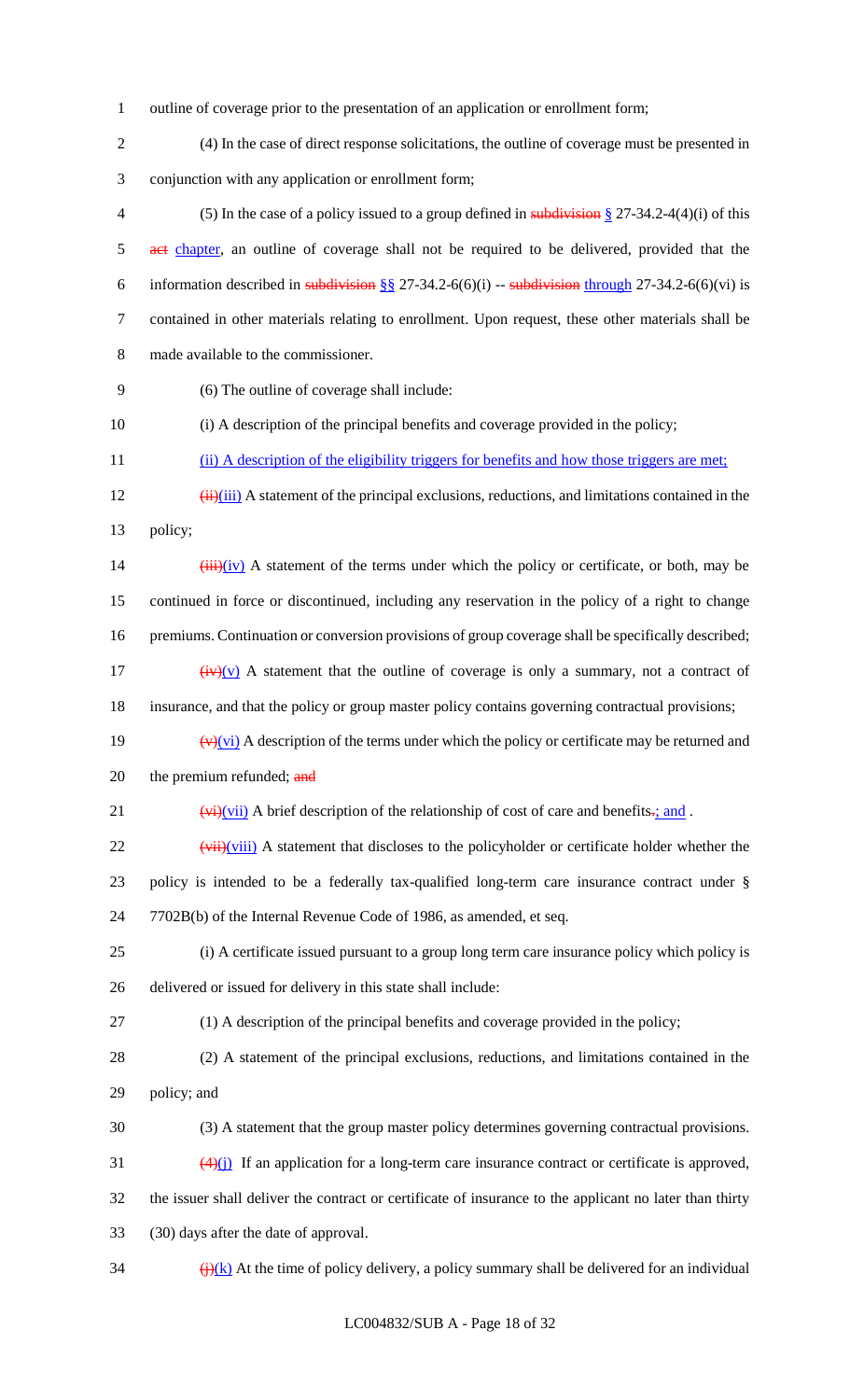outline of coverage prior to the presentation of an application or enrollment form;

(4) In the case of direct response solicitations, the outline of coverage must be presented in conjunction with any application or enrollment form;

(5) In the case of a policy issued to a group defined in ~~subdivision~~ § 27-34.2-4(4)(i) of this ~~act~~ chapter, an outline of coverage shall not be required to be delivered, provided that the information described in ~~subdivision~~ §§ 27-34.2-6(6)(i) -- ~~subdivision~~ through 27-34.2-6(6)(vi) is contained in other materials relating to enrollment. Upon request, these other materials shall be made available to the commissioner.

(6) The outline of coverage shall include:

(i) A description of the principal benefits and coverage provided in the policy;

(ii) A description of the eligibility triggers for benefits and how those triggers are met;

~~(ii)~~(iii) A statement of the principal exclusions, reductions, and limitations contained in the policy;

~~(iii)~~(iv) A statement of the terms under which the policy or certificate, or both, may be continued in force or discontinued, including any reservation in the policy of a right to change premiums. Continuation or conversion provisions of group coverage shall be specifically described;

~~(iv)~~(v) A statement that the outline of coverage is only a summary, not a contract of insurance, and that the policy or group master policy contains governing contractual provisions;

~~(v)~~(vi) A description of the terms under which the policy or certificate may be returned and the premium refunded; ~~and~~

~~(vi)~~(vii) A brief description of the relationship of cost of care and benefits~~.~~; and .

~~(vii)~~(viii) A statement that discloses to the policyholder or certificate holder whether the policy is intended to be a federally tax-qualified long-term care insurance contract under § 7702B(b) of the Internal Revenue Code of 1986, as amended, et seq.

(i) A certificate issued pursuant to a group long term care insurance policy which policy is delivered or issued for delivery in this state shall include:

(1) A description of the principal benefits and coverage provided in the policy;

(2) A statement of the principal exclusions, reductions, and limitations contained in the policy; and

(3) A statement that the group master policy determines governing contractual provisions.

~~(4)~~(j) If an application for a long-term care insurance contract or certificate is approved, the issuer shall deliver the contract or certificate of insurance to the applicant no later than thirty (30) days after the date of approval.

~~(j)~~(k) At the time of policy delivery, a policy summary shall be delivered for an individual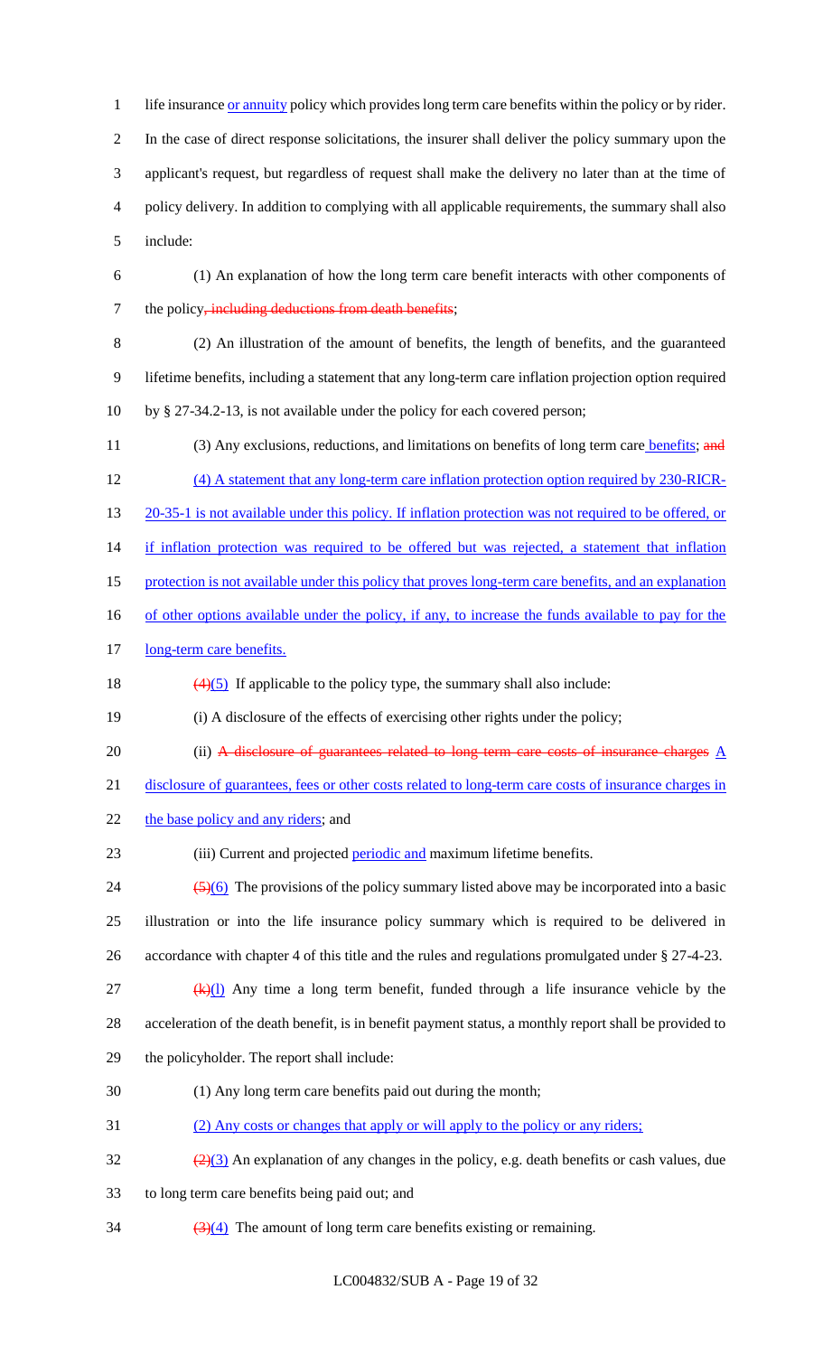life insurance or annuity policy which provides long term care benefits within the policy or by rider. In the case of direct response solicitations, the insurer shall deliver the policy summary upon the applicant's request, but regardless of request shall make the delivery no later than at the time of policy delivery. In addition to complying with all applicable requirements, the summary shall also include:

(1) An explanation of how the long term care benefit interacts with other components of the policy~~, including deductions from death benefits~~;

(2) An illustration of the amount of benefits, the length of benefits, and the guaranteed lifetime benefits, including a statement that any long-term care inflation projection option required by § 27-34.2-13, is not available under the policy for each covered person;

(3) Any exclusions, reductions, and limitations on benefits of long term care benefits; ~~and~~

(4) A statement that any long-term care inflation protection option required by 230-RICR-20-35-1 is not available under this policy. If inflation protection was not required to be offered, or if inflation protection was required to be offered but was rejected, a statement that inflation protection is not available under this policy that proves long-term care benefits, and an explanation of other options available under the policy, if any, to increase the funds available to pay for the long-term care benefits.

~~(4)~~(5) If applicable to the policy type, the summary shall also include:

(i) A disclosure of the effects of exercising other rights under the policy;

(ii) ~~A disclosure of guarantees related to long term care costs of insurance charges~~ A disclosure of guarantees, fees or other costs related to long-term care costs of insurance charges in the base policy and any riders; and

(iii) Current and projected periodic and maximum lifetime benefits.

~~(5)~~(6) The provisions of the policy summary listed above may be incorporated into a basic illustration or into the life insurance policy summary which is required to be delivered in accordance with chapter 4 of this title and the rules and regulations promulgated under § 27-4-23.

~~(k)~~(l) Any time a long term benefit, funded through a life insurance vehicle by the acceleration of the death benefit, is in benefit payment status, a monthly report shall be provided to the policyholder. The report shall include:

(1) Any long term care benefits paid out during the month;

(2) Any costs or changes that apply or will apply to the policy or any riders;

~~(2)~~(3) An explanation of any changes in the policy, e.g. death benefits or cash values, due to long term care benefits being paid out; and

~~(3)~~(4) The amount of long term care benefits existing or remaining.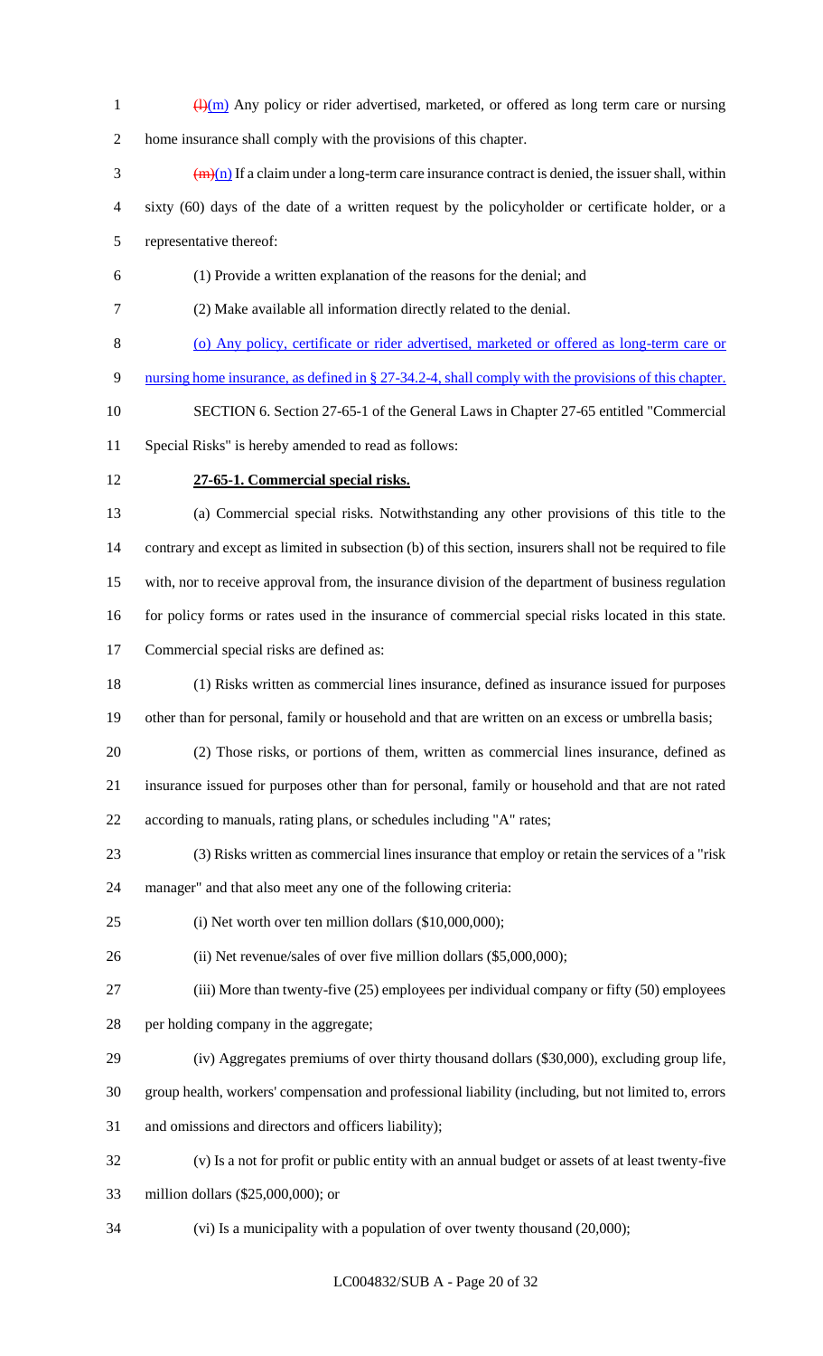~~(l)~~(m) Any policy or rider advertised, marketed, or offered as long term care or nursing home insurance shall comply with the provisions of this chapter.

~~(m)~~(n) If a claim under a long-term care insurance contract is denied, the issuer shall, within sixty (60) days of the date of a written request by the policyholder or certificate holder, or a representative thereof:

(1) Provide a written explanation of the reasons for the denial; and

(2) Make available all information directly related to the denial.

<u>(o) Any policy, certificate or rider advertised, marketed or offered as long-term care or nursing home insurance, as defined in § 27-34.2-4, shall comply with the provisions of this chapter.</u>

SECTION 6. Section 27-65-1 of the General Laws in Chapter 27-65 entitled "Commercial Special Risks" is hereby amended to read as follows:

**27-65-1. Commercial special risks.**

(a) Commercial special risks. Notwithstanding any other provisions of this title to the contrary and except as limited in subsection (b) of this section, insurers shall not be required to file with, nor to receive approval from, the insurance division of the department of business regulation for policy forms or rates used in the insurance of commercial special risks located in this state. Commercial special risks are defined as:

(1) Risks written as commercial lines insurance, defined as insurance issued for purposes other than for personal, family or household and that are written on an excess or umbrella basis;

(2) Those risks, or portions of them, written as commercial lines insurance, defined as insurance issued for purposes other than for personal, family or household and that are not rated according to manuals, rating plans, or schedules including "A" rates;

(3) Risks written as commercial lines insurance that employ or retain the services of a "risk manager" and that also meet any one of the following criteria:

(i) Net worth over ten million dollars ($10,000,000);

(ii) Net revenue/sales of over five million dollars ($5,000,000);

(iii) More than twenty-five (25) employees per individual company or fifty (50) employees per holding company in the aggregate;

(iv) Aggregates premiums of over thirty thousand dollars ($30,000), excluding group life, group health, workers' compensation and professional liability (including, but not limited to, errors and omissions and directors and officers liability);

(v) Is a not for profit or public entity with an annual budget or assets of at least twenty-five million dollars ($25,000,000); or

(vi) Is a municipality with a population of over twenty thousand (20,000);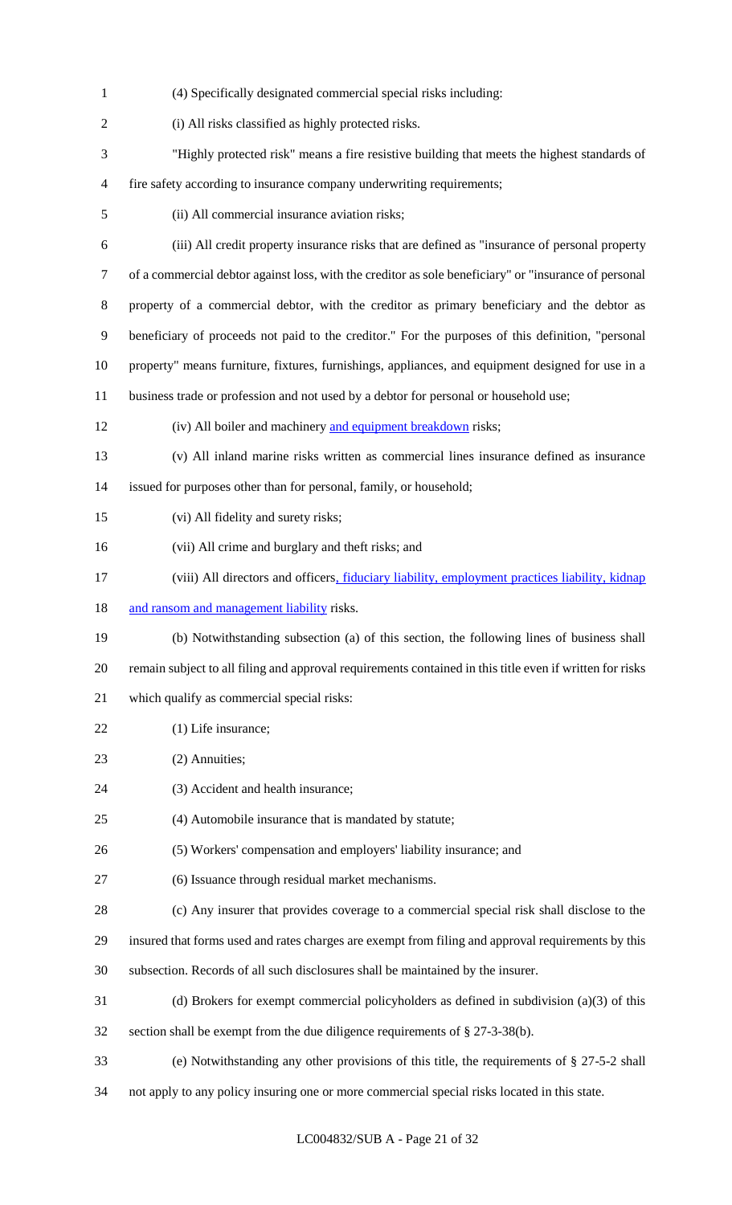(4) Specifically designated commercial special risks including:

(i) All risks classified as highly protected risks.

"Highly protected risk" means a fire resistive building that meets the highest standards of fire safety according to insurance company underwriting requirements;

(ii) All commercial insurance aviation risks;

(iii) All credit property insurance risks that are defined as "insurance of personal property of a commercial debtor against loss, with the creditor as sole beneficiary" or "insurance of personal property of a commercial debtor, with the creditor as primary beneficiary and the debtor as beneficiary of proceeds not paid to the creditor." For the purposes of this definition, "personal property" means furniture, fixtures, furnishings, appliances, and equipment designed for use in a business trade or profession and not used by a debtor for personal or household use;

(iv) All boiler and machinery and equipment breakdown risks;

(v) All inland marine risks written as commercial lines insurance defined as insurance issued for purposes other than for personal, family, or household;

(vi) All fidelity and surety risks;

(vii) All crime and burglary and theft risks; and

(viii) All directors and officers, fiduciary liability, employment practices liability, kidnap and ransom and management liability risks.

(b) Notwithstanding subsection (a) of this section, the following lines of business shall remain subject to all filing and approval requirements contained in this title even if written for risks which qualify as commercial special risks:

(1) Life insurance;

(2) Annuities;

(3) Accident and health insurance;

(4) Automobile insurance that is mandated by statute;

(5) Workers' compensation and employers' liability insurance; and

(6) Issuance through residual market mechanisms.

(c) Any insurer that provides coverage to a commercial special risk shall disclose to the insured that forms used and rates charges are exempt from filing and approval requirements by this subsection. Records of all such disclosures shall be maintained by the insurer.

(d) Brokers for exempt commercial policyholders as defined in subdivision (a)(3) of this section shall be exempt from the due diligence requirements of § 27-3-38(b).

(e) Notwithstanding any other provisions of this title, the requirements of § 27-5-2 shall not apply to any policy insuring one or more commercial special risks located in this state.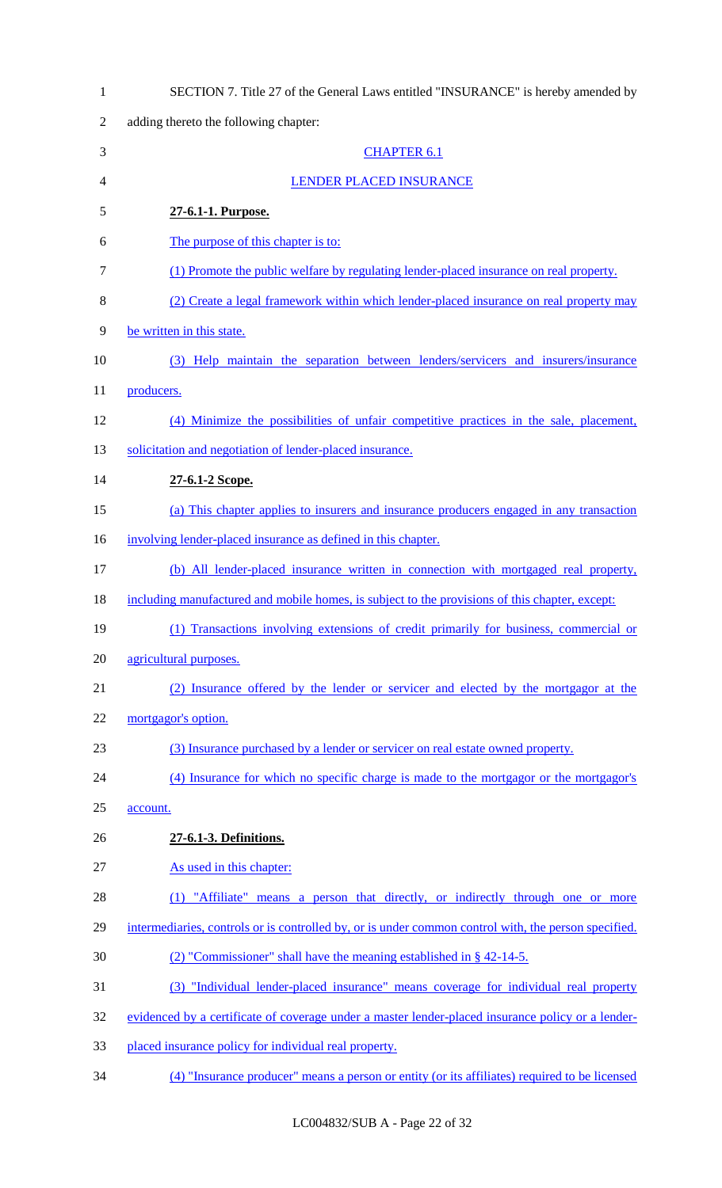SECTION 7. Title 27 of the General Laws entitled "INSURANCE" is hereby amended by adding thereto the following chapter:

CHAPTER 6.1

LENDER PLACED INSURANCE

**27-6.1-1. Purpose.**

The purpose of this chapter is to:

(1) Promote the public welfare by regulating lender-placed insurance on real property.

(2) Create a legal framework within which lender-placed insurance on real property may be written in this state.

(3) Help maintain the separation between lenders/servicers and insurers/insurance producers.

(4) Minimize the possibilities of unfair competitive practices in the sale, placement, solicitation and negotiation of lender-placed insurance.

**27-6.1-2 Scope.**

(a) This chapter applies to insurers and insurance producers engaged in any transaction involving lender-placed insurance as defined in this chapter.

(b) All lender-placed insurance written in connection with mortgaged real property, including manufactured and mobile homes, is subject to the provisions of this chapter, except:

(1) Transactions involving extensions of credit primarily for business, commercial or agricultural purposes.

(2) Insurance offered by the lender or servicer and elected by the mortgagor at the mortgagor's option.

(3) Insurance purchased by a lender or servicer on real estate owned property.

(4) Insurance for which no specific charge is made to the mortgagor or the mortgagor's account.

**27-6.1-3. Definitions.**

As used in this chapter:

(1) "Affiliate" means a person that directly, or indirectly through one or more intermediaries, controls or is controlled by, or is under common control with, the person specified.

(2) "Commissioner" shall have the meaning established in § 42-14-5.

(3) "Individual lender-placed insurance" means coverage for individual real property evidenced by a certificate of coverage under a master lender-placed insurance policy or a lender-placed insurance policy for individual real property.

(4) "Insurance producer" means a person or entity (or its affiliates) required to be licensed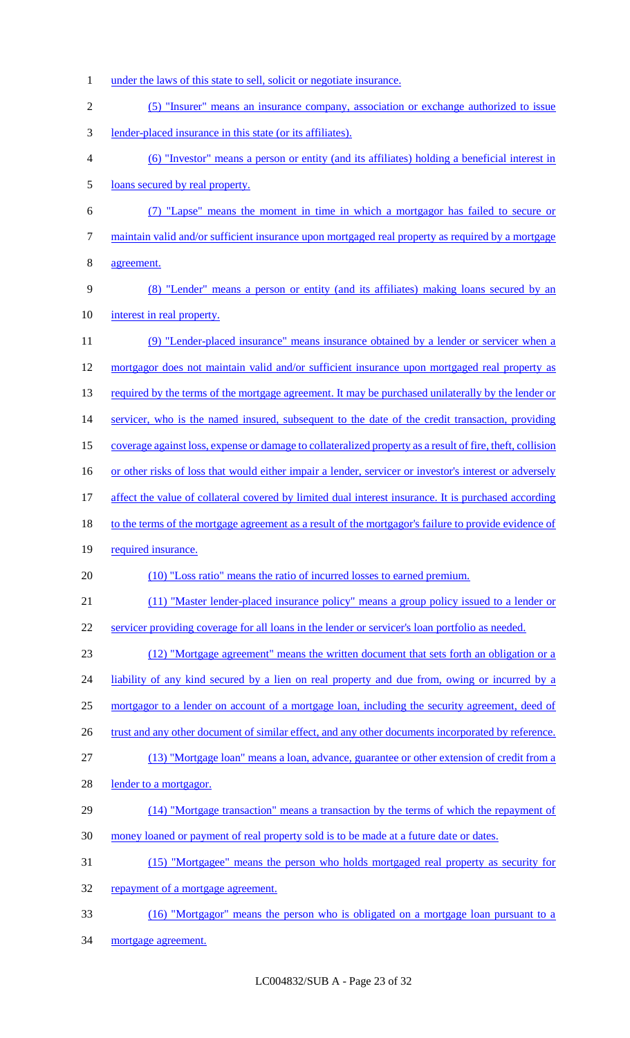under the laws of this state to sell, solicit or negotiate insurance.

(5) "Insurer" means an insurance company, association or exchange authorized to issue lender-placed insurance in this state (or its affiliates).

(6) "Investor" means a person or entity (and its affiliates) holding a beneficial interest in loans secured by real property.

(7) "Lapse" means the moment in time in which a mortgagor has failed to secure or maintain valid and/or sufficient insurance upon mortgaged real property as required by a mortgage agreement.

(8) "Lender" means a person or entity (and its affiliates) making loans secured by an interest in real property.

(9) "Lender-placed insurance" means insurance obtained by a lender or servicer when a mortgagor does not maintain valid and/or sufficient insurance upon mortgaged real property as required by the terms of the mortgage agreement. It may be purchased unilaterally by the lender or servicer, who is the named insured, subsequent to the date of the credit transaction, providing coverage against loss, expense or damage to collateralized property as a result of fire, theft, collision or other risks of loss that would either impair a lender, servicer or investor's interest or adversely affect the value of collateral covered by limited dual interest insurance. It is purchased according to the terms of the mortgage agreement as a result of the mortgagor's failure to provide evidence of required insurance.

(10) "Loss ratio" means the ratio of incurred losses to earned premium.

(11) "Master lender-placed insurance policy" means a group policy issued to a lender or servicer providing coverage for all loans in the lender or servicer's loan portfolio as needed.

(12) "Mortgage agreement" means the written document that sets forth an obligation or a liability of any kind secured by a lien on real property and due from, owing or incurred by a mortgagor to a lender on account of a mortgage loan, including the security agreement, deed of trust and any other document of similar effect, and any other documents incorporated by reference.

(13) "Mortgage loan" means a loan, advance, guarantee or other extension of credit from a lender to a mortgagor.

(14) "Mortgage transaction" means a transaction by the terms of which the repayment of money loaned or payment of real property sold is to be made at a future date or dates.

(15) "Mortgagee" means the person who holds mortgaged real property as security for repayment of a mortgage agreement.

(16) "Mortgagor" means the person who is obligated on a mortgage loan pursuant to a mortgage agreement.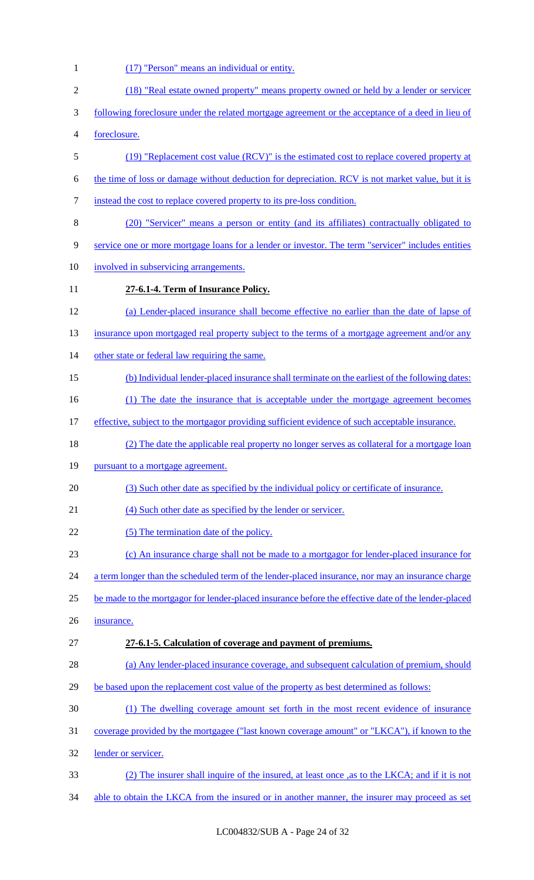(17) "Person" means an individual or entity.

(18) "Real estate owned property" means property owned or held by a lender or servicer following foreclosure under the related mortgage agreement or the acceptance of a deed in lieu of foreclosure.

(19) "Replacement cost value (RCV)" is the estimated cost to replace covered property at the time of loss or damage without deduction for depreciation. RCV is not market value, but it is instead the cost to replace covered property to its pre-loss condition.

(20) "Servicer" means a person or entity (and its affiliates) contractually obligated to service one or more mortgage loans for a lender or investor. The term "servicer" includes entities involved in subservicing arrangements.

**27-6.1-4. Term of Insurance Policy.**

(a) Lender-placed insurance shall become effective no earlier than the date of lapse of insurance upon mortgaged real property subject to the terms of a mortgage agreement and/or any other state or federal law requiring the same.

(b) Individual lender-placed insurance shall terminate on the earliest of the following dates:

(1) The date the insurance that is acceptable under the mortgage agreement becomes effective, subject to the mortgagor providing sufficient evidence of such acceptable insurance.

(2) The date the applicable real property no longer serves as collateral for a mortgage loan pursuant to a mortgage agreement.

(3) Such other date as specified by the individual policy or certificate of insurance.

(4) Such other date as specified by the lender or servicer.

(5) The termination date of the policy.

(c) An insurance charge shall not be made to a mortgagor for lender-placed insurance for a term longer than the scheduled term of the lender-placed insurance, nor may an insurance charge be made to the mortgagor for lender-placed insurance before the effective date of the lender-placed insurance.

**27-6.1-5. Calculation of coverage and payment of premiums.**

(a) Any lender-placed insurance coverage, and subsequent calculation of premium, should be based upon the replacement cost value of the property as best determined as follows:

(1) The dwelling coverage amount set forth in the most recent evidence of insurance coverage provided by the mortgagee ("last known coverage amount" or "LKCA"), if known to the lender or servicer.

(2) The insurer shall inquire of the insured, at least once ,as to the LKCA; and if it is not able to obtain the LKCA from the insured or in another manner, the insurer may proceed as set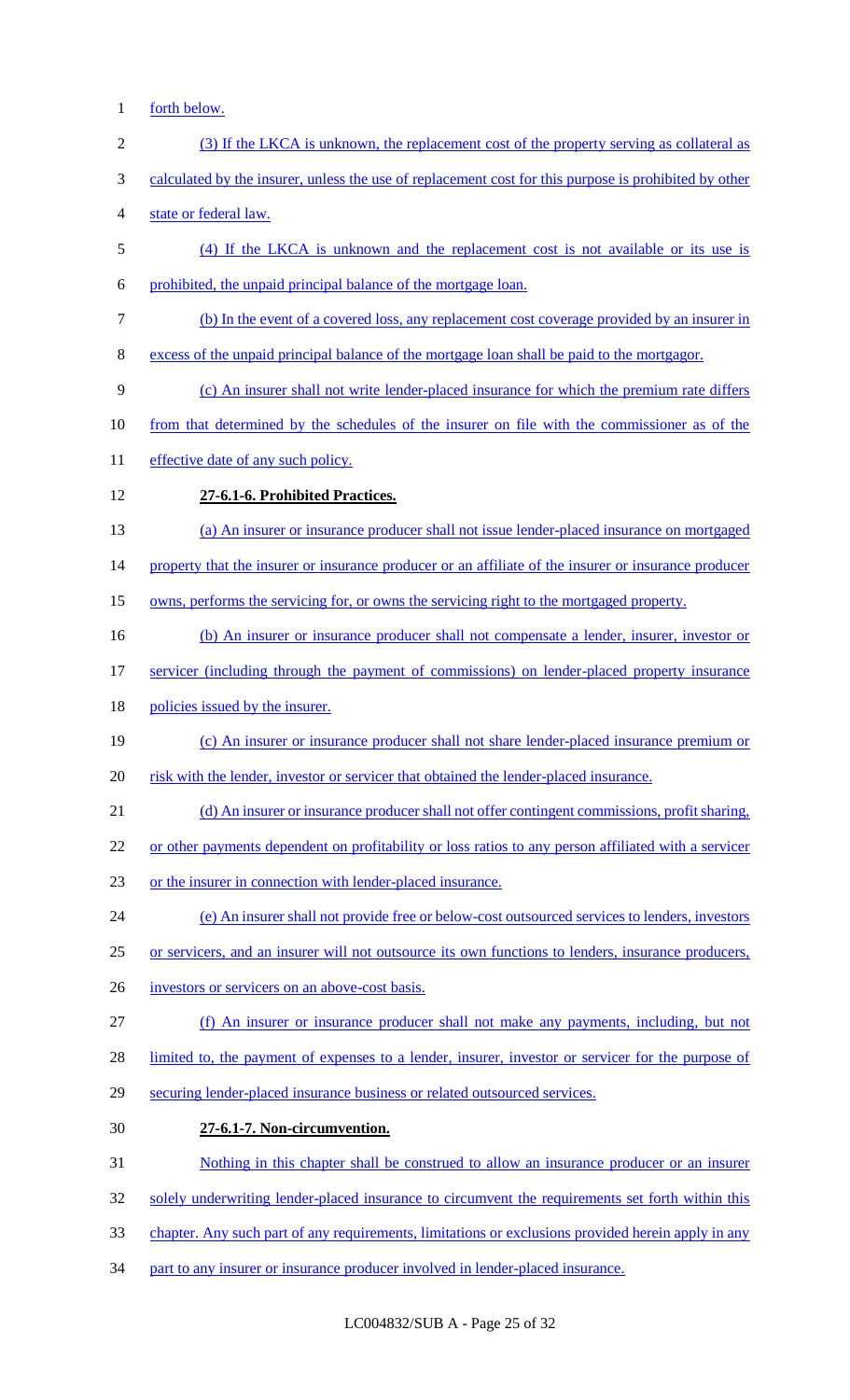forth below.

(3) If the LKCA is unknown, the replacement cost of the property serving as collateral as calculated by the insurer, unless the use of replacement cost for this purpose is prohibited by other state or federal law.

(4) If the LKCA is unknown and the replacement cost is not available or its use is prohibited, the unpaid principal balance of the mortgage loan.

(b) In the event of a covered loss, any replacement cost coverage provided by an insurer in excess of the unpaid principal balance of the mortgage loan shall be paid to the mortgagor.

(c) An insurer shall not write lender-placed insurance for which the premium rate differs from that determined by the schedules of the insurer on file with the commissioner as of the effective date of any such policy.

**27-6.1-6. Prohibited Practices.**

(a) An insurer or insurance producer shall not issue lender-placed insurance on mortgaged property that the insurer or insurance producer or an affiliate of the insurer or insurance producer owns, performs the servicing for, or owns the servicing right to the mortgaged property.

(b) An insurer or insurance producer shall not compensate a lender, insurer, investor or servicer (including through the payment of commissions) on lender-placed property insurance policies issued by the insurer.

(c) An insurer or insurance producer shall not share lender-placed insurance premium or risk with the lender, investor or servicer that obtained the lender-placed insurance.

(d) An insurer or insurance producer shall not offer contingent commissions, profit sharing, or other payments dependent on profitability or loss ratios to any person affiliated with a servicer or the insurer in connection with lender-placed insurance.

(e) An insurer shall not provide free or below-cost outsourced services to lenders, investors or servicers, and an insurer will not outsource its own functions to lenders, insurance producers, investors or servicers on an above-cost basis.

(f) An insurer or insurance producer shall not make any payments, including, but not limited to, the payment of expenses to a lender, insurer, investor or servicer for the purpose of securing lender-placed insurance business or related outsourced services.

**27-6.1-7. Non-circumvention.**

Nothing in this chapter shall be construed to allow an insurance producer or an insurer solely underwriting lender-placed insurance to circumvent the requirements set forth within this chapter. Any such part of any requirements, limitations or exclusions provided herein apply in any part to any insurer or insurance producer involved in lender-placed insurance.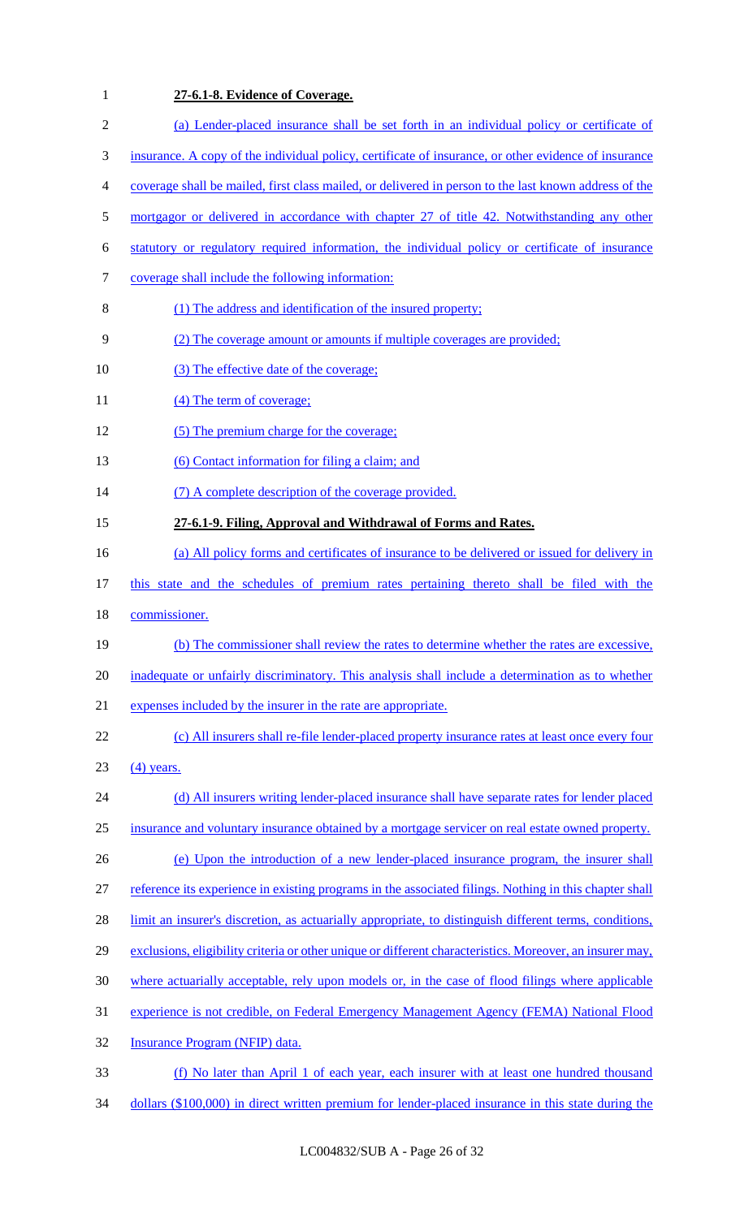**27-6.1-8. Evidence of Coverage.**

(a) Lender-placed insurance shall be set forth in an individual policy or certificate of insurance. A copy of the individual policy, certificate of insurance, or other evidence of insurance coverage shall be mailed, first class mailed, or delivered in person to the last known address of the mortgagor or delivered in accordance with chapter 27 of title 42. Notwithstanding any other statutory or regulatory required information, the individual policy or certificate of insurance coverage shall include the following information:

(1) The address and identification of the insured property;

(2) The coverage amount or amounts if multiple coverages are provided;

(3) The effective date of the coverage;

(4) The term of coverage;

(5) The premium charge for the coverage;

(6) Contact information for filing a claim; and

(7) A complete description of the coverage provided.

**27-6.1-9. Filing, Approval and Withdrawal of Forms and Rates.**

(a) All policy forms and certificates of insurance to be delivered or issued for delivery in this state and the schedules of premium rates pertaining thereto shall be filed with the commissioner.

(b) The commissioner shall review the rates to determine whether the rates are excessive, inadequate or unfairly discriminatory. This analysis shall include a determination as to whether expenses included by the insurer in the rate are appropriate.

(c) All insurers shall re-file lender-placed property insurance rates at least once every four (4) years.

(d) All insurers writing lender-placed insurance shall have separate rates for lender placed insurance and voluntary insurance obtained by a mortgage servicer on real estate owned property.

(e) Upon the introduction of a new lender-placed insurance program, the insurer shall reference its experience in existing programs in the associated filings. Nothing in this chapter shall limit an insurer's discretion, as actuarially appropriate, to distinguish different terms, conditions, exclusions, eligibility criteria or other unique or different characteristics. Moreover, an insurer may, where actuarially acceptable, rely upon models or, in the case of flood filings where applicable experience is not credible, on Federal Emergency Management Agency (FEMA) National Flood Insurance Program (NFIP) data.

(f) No later than April 1 of each year, each insurer with at least one hundred thousand dollars ($100,000) in direct written premium for lender-placed insurance in this state during the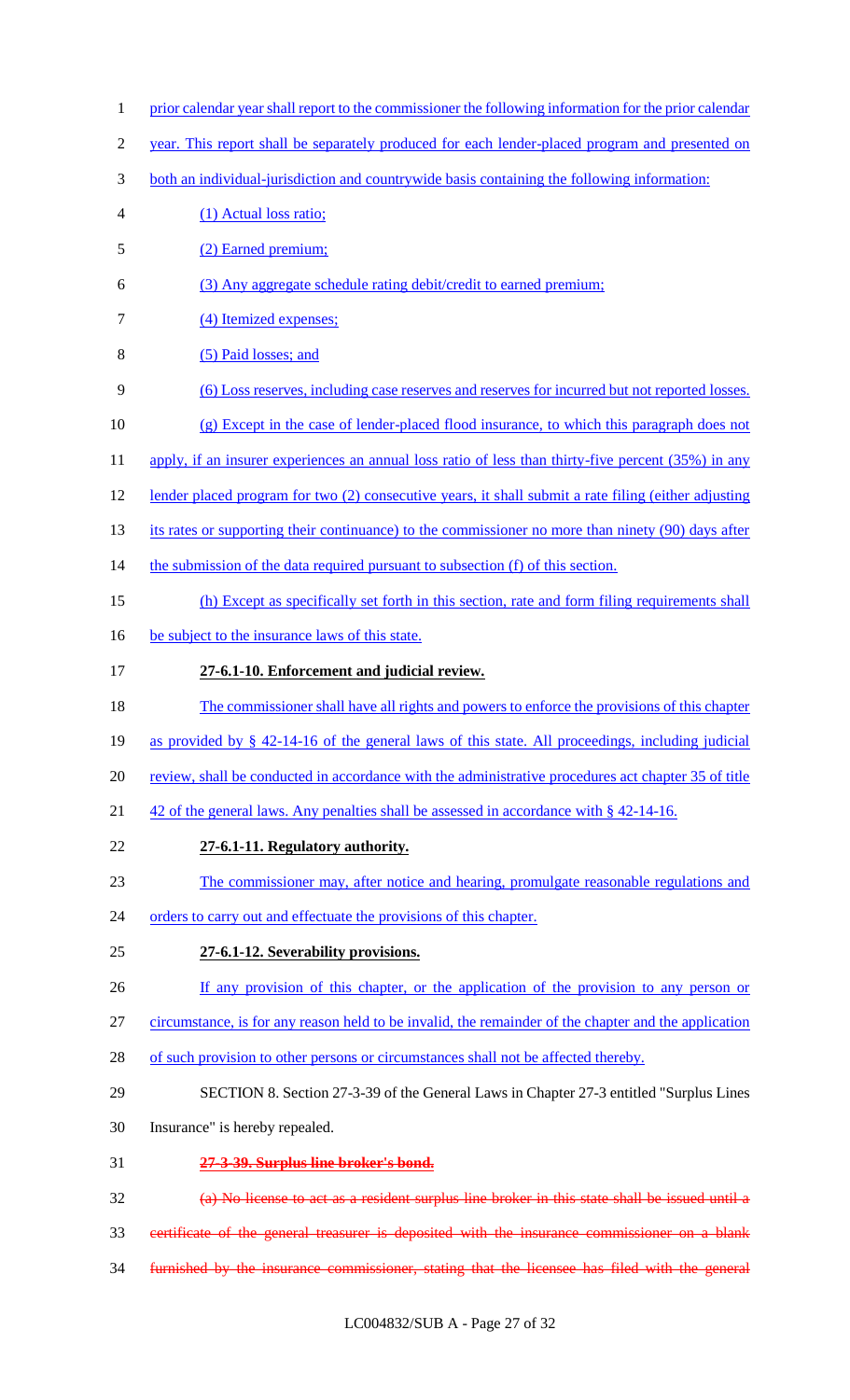prior calendar year shall report to the commissioner the following information for the prior calendar year. This report shall be separately produced for each lender-placed program and presented on both an individual-jurisdiction and countrywide basis containing the following information:

(1) Actual loss ratio;

(2) Earned premium;

(3) Any aggregate schedule rating debit/credit to earned premium;

(4) Itemized expenses;

(5) Paid losses; and

(6) Loss reserves, including case reserves and reserves for incurred but not reported losses.

(g) Except in the case of lender-placed flood insurance, to which this paragraph does not apply, if an insurer experiences an annual loss ratio of less than thirty-five percent (35%) in any lender placed program for two (2) consecutive years, it shall submit a rate filing (either adjusting its rates or supporting their continuance) to the commissioner no more than ninety (90) days after the submission of the data required pursuant to subsection (f) of this section.

(h) Except as specifically set forth in this section, rate and form filing requirements shall be subject to the insurance laws of this state.

**27-6.1-10. Enforcement and judicial review.**

The commissioner shall have all rights and powers to enforce the provisions of this chapter as provided by § 42-14-16 of the general laws of this state. All proceedings, including judicial review, shall be conducted in accordance with the administrative procedures act chapter 35 of title 42 of the general laws. Any penalties shall be assessed in accordance with § 42-14-16.

**27-6.1-11. Regulatory authority.**

The commissioner may, after notice and hearing, promulgate reasonable regulations and orders to carry out and effectuate the provisions of this chapter.

**27-6.1-12. Severability provisions.**

If any provision of this chapter, or the application of the provision to any person or circumstance, is for any reason held to be invalid, the remainder of the chapter and the application of such provision to other persons or circumstances shall not be affected thereby.

SECTION 8. Section 27-3-39 of the General Laws in Chapter 27-3 entitled "Surplus Lines Insurance" is hereby repealed.

~~**27-3-39. Surplus line broker's bond.**~~

~~(a) No license to act as a resident surplus line broker in this state shall be issued until a certificate of the general treasurer is deposited with the insurance commissioner on a blank furnished by the insurance commissioner, stating that the licensee has filed with the general~~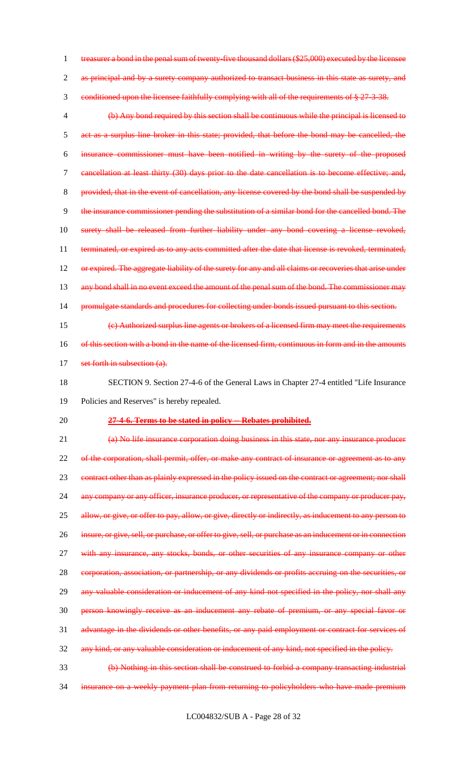treasurer a bond in the penal sum of twenty-five thousand dollars ($25,000) executed by the licensee as principal and by a surety company authorized to transact business in this state as surety, and conditioned upon the licensee faithfully complying with all of the requirements of § 27-3-38.

(b) Any bond required by this section shall be continuous while the principal is licensed to act as a surplus line broker in this state; provided, that before the bond may be cancelled, the insurance commissioner must have been notified in writing by the surety of the proposed cancellation at least thirty (30) days prior to the date cancellation is to become effective; and, provided, that in the event of cancellation, any license covered by the bond shall be suspended by the insurance commissioner pending the substitution of a similar bond for the cancelled bond. The surety shall be released from further liability under any bond covering a license revoked, terminated, or expired as to any acts committed after the date that license is revoked, terminated, or expired. The aggregate liability of the surety for any and all claims or recoveries that arise under any bond shall in no event exceed the amount of the penal sum of the bond. The commissioner may promulgate standards and procedures for collecting under bonds issued pursuant to this section.

(c) Authorized surplus line agents or brokers of a licensed firm may meet the requirements of this section with a bond in the name of the licensed firm, continuous in form and in the amounts set forth in subsection (a).

SECTION 9. Section 27-4-6 of the General Laws in Chapter 27-4 entitled "Life Insurance Policies and Reserves" is hereby repealed.

**27-4-6. Terms to be stated in policy -- Rebates prohibited.**

(a) No life insurance corporation doing business in this state, nor any insurance producer of the corporation, shall permit, offer, or make any contract of insurance or agreement as to any contract other than as plainly expressed in the policy issued on the contract or agreement; nor shall any company or any officer, insurance producer, or representative of the company or producer pay, allow, or give, or offer to pay, allow, or give, directly or indirectly, as inducement to any person to insure, or give, sell, or purchase, or offer to give, sell, or purchase as an inducement or in connection with any insurance, any stocks, bonds, or other securities of any insurance company or other corporation, association, or partnership, or any dividends or profits accruing on the securities, or any valuable consideration or inducement of any kind not specified in the policy, nor shall any person knowingly receive as an inducement any rebate of premium, or any special favor or advantage in the dividends or other benefits, or any paid employment or contract for services of any kind, or any valuable consideration or inducement of any kind, not specified in the policy.

(b) Nothing in this section shall be construed to forbid a company transacting industrial insurance on a weekly payment plan from returning to policyholders who have made premium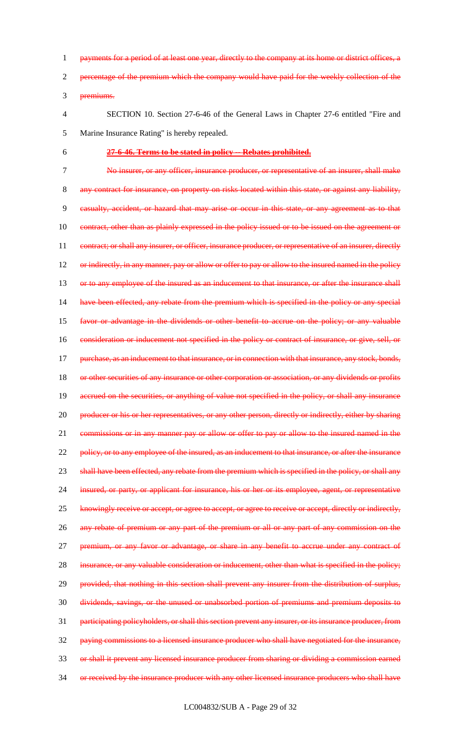~~payments for a period of at least one year, directly to the company at its home or district offices, a percentage of the premium which the company would have paid for the weekly collection of the premiums.~~

SECTION 10. Section 27-6-46 of the General Laws in Chapter 27-6 entitled "Fire and Marine Insurance Rating" is hereby repealed.

~~**27-6-46. Terms to be stated in policy -- Rebates prohibited.**~~

~~No insurer, or any officer, insurance producer, or representative of an insurer, shall make any contract for insurance, on property on risks located within this state, or against any liability, casualty, accident, or hazard that may arise or occur in this state, or any agreement as to that contract, other than as plainly expressed in the policy issued or to be issued on the agreement or contract; or shall any insurer, or officer, insurance producer, or representative of an insurer, directly or indirectly, in any manner, pay or allow or offer to pay or allow to the insured named in the policy or to any employee of the insured as an inducement to that insurance, or after the insurance shall have been effected, any rebate from the premium which is specified in the policy or any special favor or advantage in the dividends or other benefit to accrue on the policy; or any valuable consideration or inducement not specified in the policy or contract of insurance, or give, sell, or purchase, as an inducement to that insurance, or in connection with that insurance, any stock, bonds, or other securities of any insurance or other corporation or association, or any dividends or profits accrued on the securities, or anything of value not specified in the policy, or shall any insurance producer or his or her representatives, or any other person, directly or indirectly, either by sharing commissions or in any manner pay or allow or offer to pay or allow to the insured named in the policy, or to any employee of the insured, as an inducement to that insurance, or after the insurance shall have been effected, any rebate from the premium which is specified in the policy, or shall any insured, or party, or applicant for insurance, his or her or its employee, agent, or representative knowingly receive or accept, or agree to accept, or agree to receive or accept, directly or indirectly, any rebate of premium or any part of the premium or all or any part of any commission on the premium, or any favor or advantage, or share in any benefit to accrue under any contract of insurance, or any valuable consideration or inducement, other than what is specified in the policy; provided, that nothing in this section shall prevent any insurer from the distribution of surplus, dividends, savings, or the unused or unabsorbed portion of premiums and premium deposits to participating policyholders, or shall this section prevent any insurer, or its insurance producer, from paying commissions to a licensed insurance producer who shall have negotiated for the insurance, or shall it prevent any licensed insurance producer from sharing or dividing a commission earned or received by the insurance producer with any other licensed insurance producers who shall have~~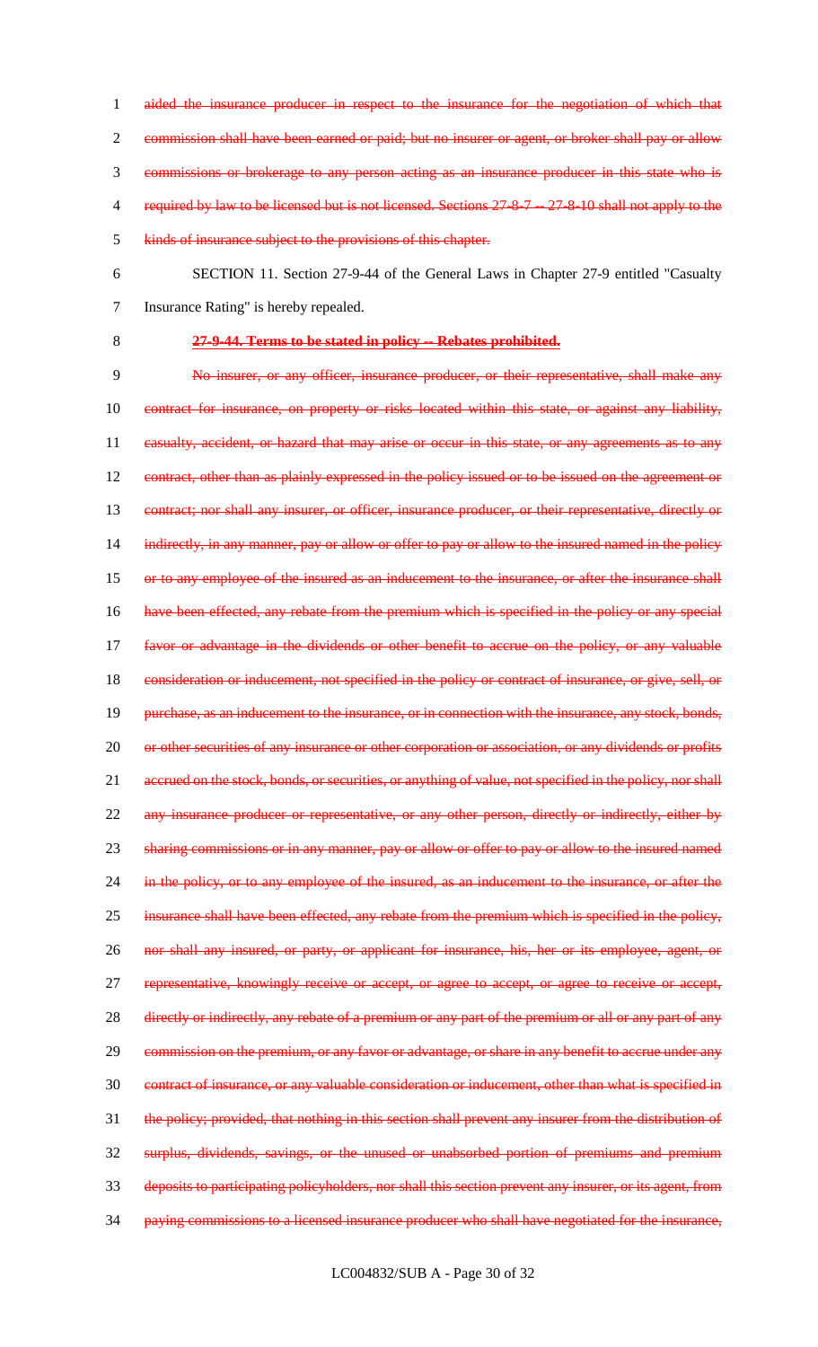~~aided the insurance producer in respect to the insurance for the negotiation of which that commission shall have been earned or paid; but no insurer or agent, or broker shall pay or allow commissions or brokerage to any person acting as an insurance producer in this state who is required by law to be licensed but is not licensed. Sections 27-8-7 -- 27-8-10 shall not apply to the kinds of insurance subject to the provisions of this chapter.~~

SECTION 11. Section 27-9-44 of the General Laws in Chapter 27-9 entitled "Casualty Insurance Rating" is hereby repealed.

~~**27-9-44. Terms to be stated in policy -- Rebates prohibited.**~~

~~No insurer, or any officer, insurance producer, or their representative, shall make any contract for insurance, on property or risks located within this state, or against any liability, casualty, accident, or hazard that may arise or occur in this state, or any agreements as to any contract, other than as plainly expressed in the policy issued or to be issued on the agreement or contract; nor shall any insurer, or officer, insurance producer, or their representative, directly or indirectly, in any manner, pay or allow or offer to pay or allow to the insured named in the policy or to any employee of the insured as an inducement to the insurance, or after the insurance shall have been effected, any rebate from the premium which is specified in the policy or any special favor or advantage in the dividends or other benefit to accrue on the policy, or any valuable consideration or inducement, not specified in the policy or contract of insurance, or give, sell, or purchase, as an inducement to the insurance, or in connection with the insurance, any stock, bonds, or other securities of any insurance or other corporation or association, or any dividends or profits accrued on the stock, bonds, or securities, or anything of value, not specified in the policy, nor shall any insurance producer or representative, or any other person, directly or indirectly, either by sharing commissions or in any manner, pay or allow or offer to pay or allow to the insured named in the policy, or to any employee of the insured, as an inducement to the insurance, or after the insurance shall have been effected, any rebate from the premium which is specified in the policy, nor shall any insured, or party, or applicant for insurance, his, her or its employee, agent, or representative, knowingly receive or accept, or agree to accept, or agree to receive or accept, directly or indirectly, any rebate of a premium or any part of the premium or all or any part of any commission on the premium, or any favor or advantage, or share in any benefit to accrue under any contract of insurance, or any valuable consideration or inducement, other than what is specified in the policy; provided, that nothing in this section shall prevent any insurer from the distribution of surplus, dividends, savings, or the unused or unabsorbed portion of premiums and premium deposits to participating policyholders, nor shall this section prevent any insurer, or its agent, from paying commissions to a licensed insurance producer who shall have negotiated for the insurance,~~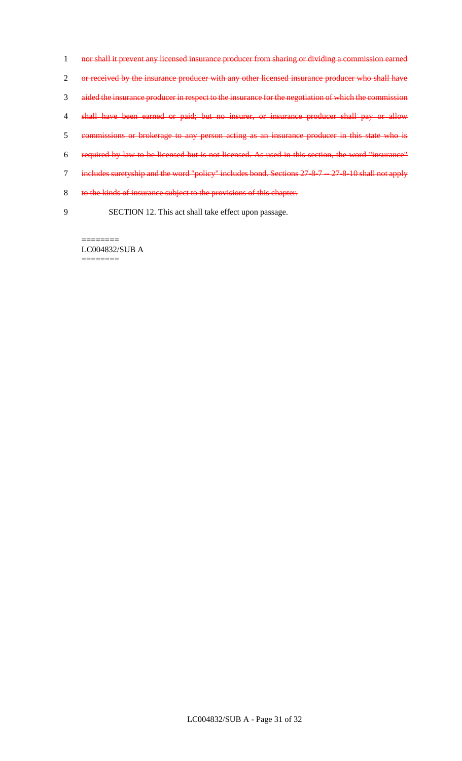~~nor shall it prevent any licensed insurance producer from sharing or dividing a commission earned or received by the insurance producer with any other licensed insurance producer who shall have aided the insurance producer in respect to the insurance for the negotiation of which the commission shall have been earned or paid; but no insurer, or insurance producer shall pay or allow commissions or brokerage to any person acting as an insurance producer in this state who is required by law to be licensed but is not licensed. As used in this section, the word "insurance" includes suretyship and the word "policy" includes bond. Sections 27-8-7 -- 27-8-10 shall not apply to the kinds of insurance subject to the provisions of this chapter.~~

SECTION 12. This act shall take effect upon passage.

========
LC004832/SUB A
========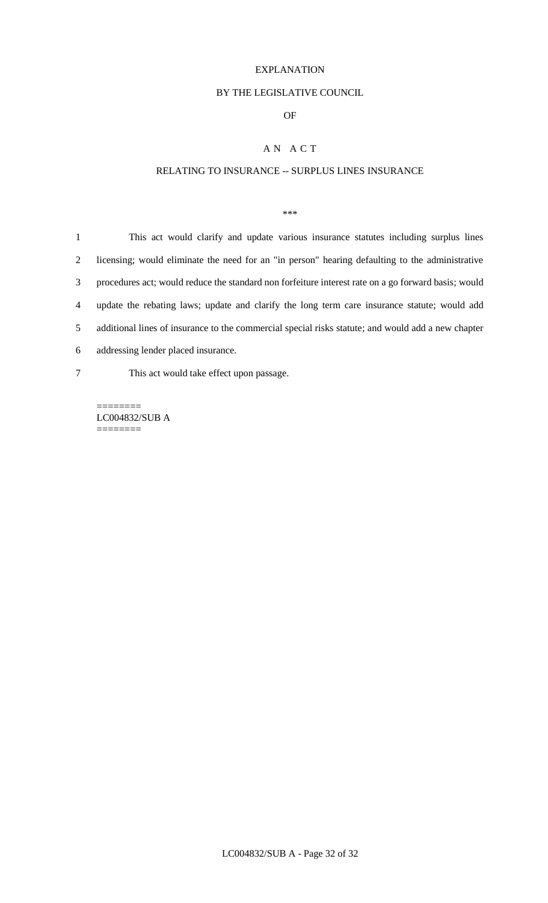EXPLANATION

BY THE LEGISLATIVE COUNCIL

OF

A N A C T

RELATING TO INSURANCE -- SURPLUS LINES INSURANCE

\*\*\*

1 This act would clarify and update various insurance statutes including surplus lines
2 licensing; would eliminate the need for an "in person" hearing defaulting to the administrative
3 procedures act; would reduce the standard non forfeiture interest rate on a go forward basis; would
4 update the rebating laws; update and clarify the long term care insurance statute; would add
5 additional lines of insurance to the commercial special risks statute; and would add a new chapter
6 addressing lender placed insurance.

7 This act would take effect upon passage.

========
LC004832/SUB A
========